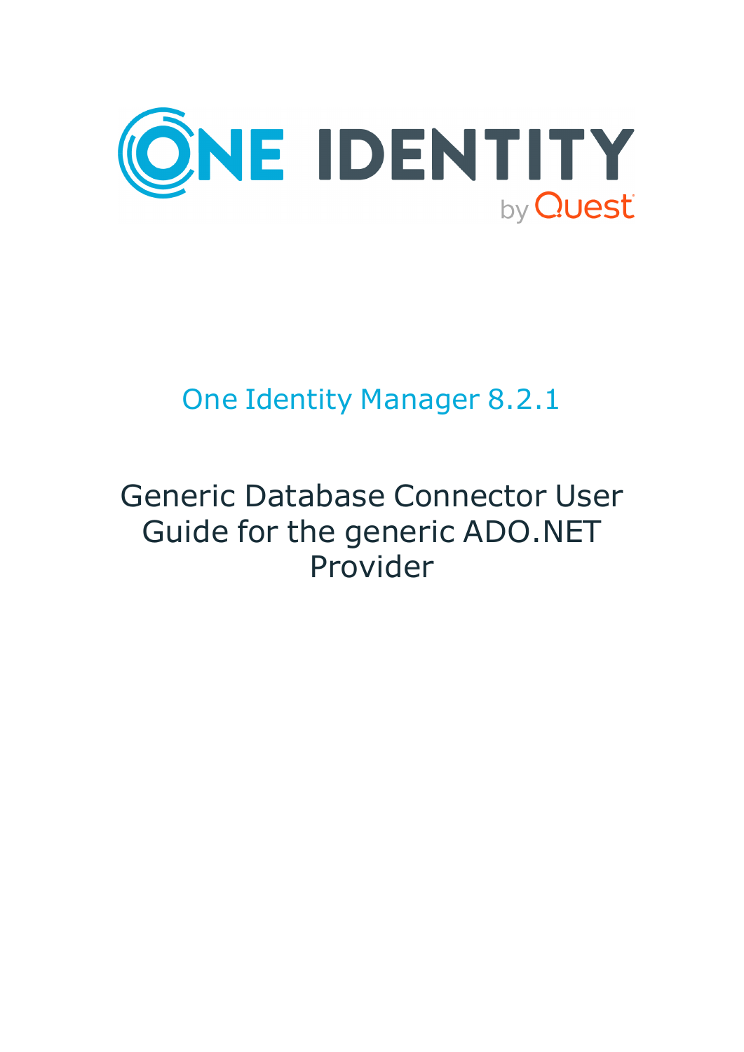ONE IDENTITY by Quest

# One Identity Manager 8.2.1

# Generic Database Connector User Guide for the generic ADO.NET Provider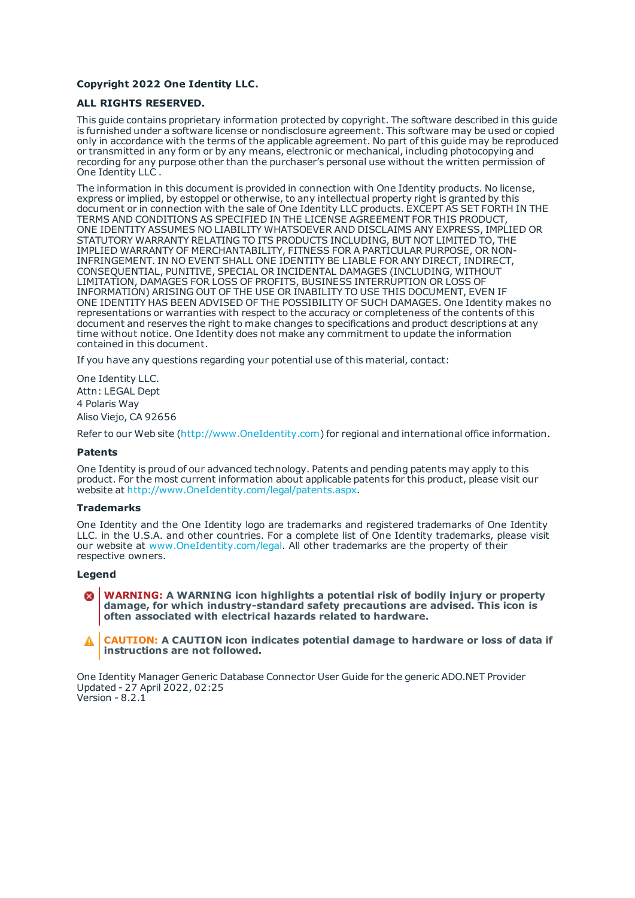**Copyright 2022 One Identity LLC.**

**ALL RIGHTS RESERVED.**

This guide contains proprietary information protected by copyright. The software described in this guide is furnished under a software license or nondisclosure agreement. This software may be used or copied only in accordance with the terms of the applicable agreement. No part of this guide may be reproduced or transmitted in any form or by any means, electronic or mechanical, including photocopying and recording for any purpose other than the purchaser's personal use without the written permission of One Identity LLC .

The information in this document is provided in connection with One Identity products. No license, express or implied, by estoppel or otherwise, to any intellectual property right is granted by this document or in connection with the sale of One Identity LLC products. EXCEPT AS SET FORTH IN THE TERMS AND CONDITIONS AS SPECIFIED IN THE LICENSE AGREEMENT FOR THIS PRODUCT, ONE IDENTITY ASSUMES NO LIABILITY WHATSOEVER AND DISCLAIMS ANY EXPRESS, IMPLIED OR STATUTORY WARRANTY RELATING TO ITS PRODUCTS INCLUDING, BUT NOT LIMITED TO, THE IMPLIED WARRANTY OF MERCHANTABILITY, FITNESS FOR A PARTICULAR PURPOSE, OR NON-INFRINGEMENT. IN NO EVENT SHALL ONE IDENTITY BE LIABLE FOR ANY DIRECT, INDIRECT, CONSEQUENTIAL, PUNITIVE, SPECIAL OR INCIDENTAL DAMAGES (INCLUDING, WITHOUT LIMITATION, DAMAGES FOR LOSS OF PROFITS, BUSINESS INTERRUPTION OR LOSS OF INFORMATION) ARISING OUT OF THE USE OR INABILITY TO USE THIS DOCUMENT, EVEN IF ONE IDENTITY HAS BEEN ADVISED OF THE POSSIBILITY OF SUCH DAMAGES. One Identity makes no representations or warranties with respect to the accuracy or completeness of the contents of this document and reserves the right to make changes to specifications and product descriptions at any time without notice. One Identity does not make any commitment to update the information contained in this document.

If you have any questions regarding your potential use of this material, contact:

One Identity LLC.
Attn: LEGAL Dept
4 Polaris Way
Aliso Viejo, CA 92656

Refer to our Web site (http://www.OneIdentity.com) for regional and international office information.

### Patents

One Identity is proud of our advanced technology. Patents and pending patents may apply to this product. For the most current information about applicable patents for this product, please visit our website at http://www.OneIdentity.com/legal/patents.aspx.

### Trademarks

One Identity and the One Identity logo are trademarks and registered trademarks of One Identity LLC. in the U.S.A. and other countries. For a complete list of One Identity trademarks, please visit our website at www.OneIdentity.com/legal. All other trademarks are the property of their respective owners.

### Legend

**WARNING: A WARNING icon highlights a potential risk of bodily injury or property damage, for which industry-standard safety precautions are advised. This icon is often associated with electrical hazards related to hardware.**

**CAUTION: A CAUTION icon indicates potential damage to hardware or loss of data if instructions are not followed.**

One Identity Manager Generic Database Connector User Guide for the generic ADO.NET Provider
Updated - 27 April 2022, 02:25
Version - 8.2.1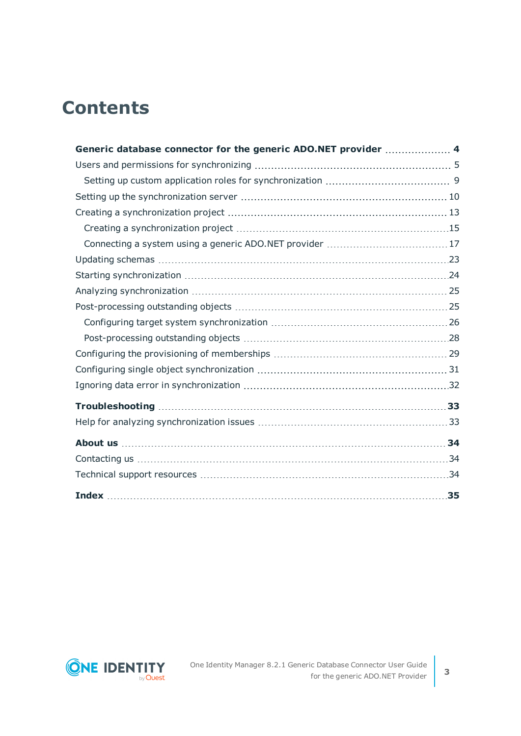# Contents

**Generic database connector for the generic ADO.NET provider** .................... **4**

Users and permissions for synchronizing ..................................................... 5

  Setting up custom application roles for synchronization ................................ 9

Setting up the synchronization server ........................................................ 10

Creating a synchronization project ............................................................ 13

  Creating a synchronization project ........................................................ 15

  Connecting a system using a generic ADO.NET provider ................................ 17

Updating schemas .................................................................................. 23

Starting synchronization .......................................................................... 24

Analyzing synchronization ....................................................................... 25

Post-processing outstanding objects .......................................................... 25

  Configuring target system synchronization ............................................... 26

  Post-processing outstanding objects ...................................................... 28

Configuring the provisioning of memberships ............................................... 29

Configuring single object synchronization ................................................... 31

Ignoring data error in synchronization ........................................................ 32

**Troubleshooting** .................................................................................. **33**

Help for analyzing synchronization issues .................................................... 33

**About us** ............................................................................................ **34**

Contacting us ........................................................................................ 34

Technical support resources ..................................................................... 34

**Index** ................................................................................................ **35**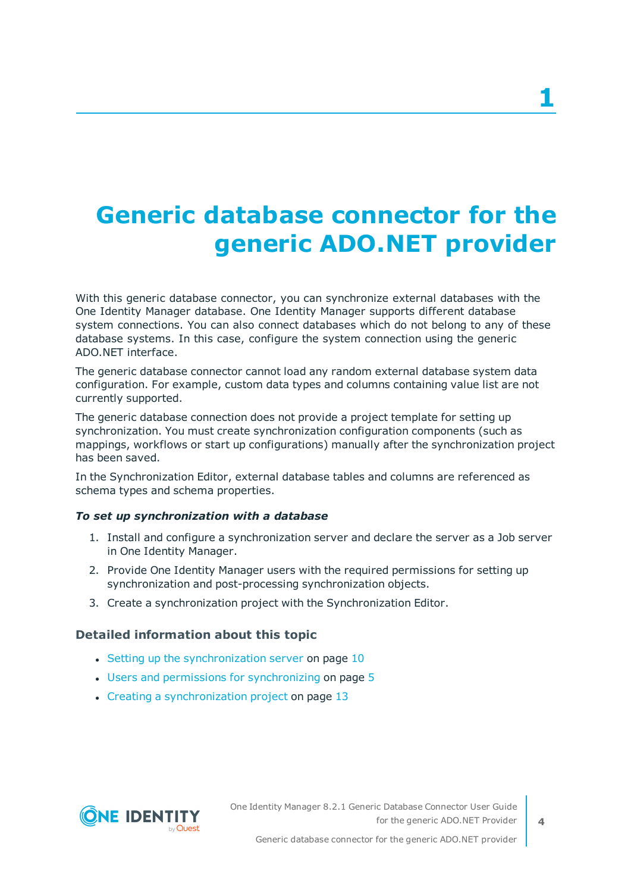# 1

# Generic database connector for the generic ADO.NET provider

With this generic database connector, you can synchronize external databases with the One Identity Manager database. One Identity Manager supports different database system connections. You can also connect databases which do not belong to any of these database systems. In this case, configure the system connection using the generic ADO.NET interface.

The generic database connector cannot load any random external database system data configuration. For example, custom data types and columns containing value list are not currently supported.

The generic database connection does not provide a project template for setting up synchronization. You must create synchronization configuration components (such as mappings, workflows or start up configurations) manually after the synchronization project has been saved.

In the Synchronization Editor, external database tables and columns are referenced as schema types and schema properties.

***To set up synchronization with a database***

1. Install and configure a synchronization server and declare the server as a Job server in One Identity Manager.
2. Provide One Identity Manager users with the required permissions for setting up synchronization and post-processing synchronization objects.
3. Create a synchronization project with the Synchronization Editor.

### Detailed information about this topic

- Setting up the synchronization server on page 10
- Users and permissions for synchronizing on page 5
- Creating a synchronization project on page 13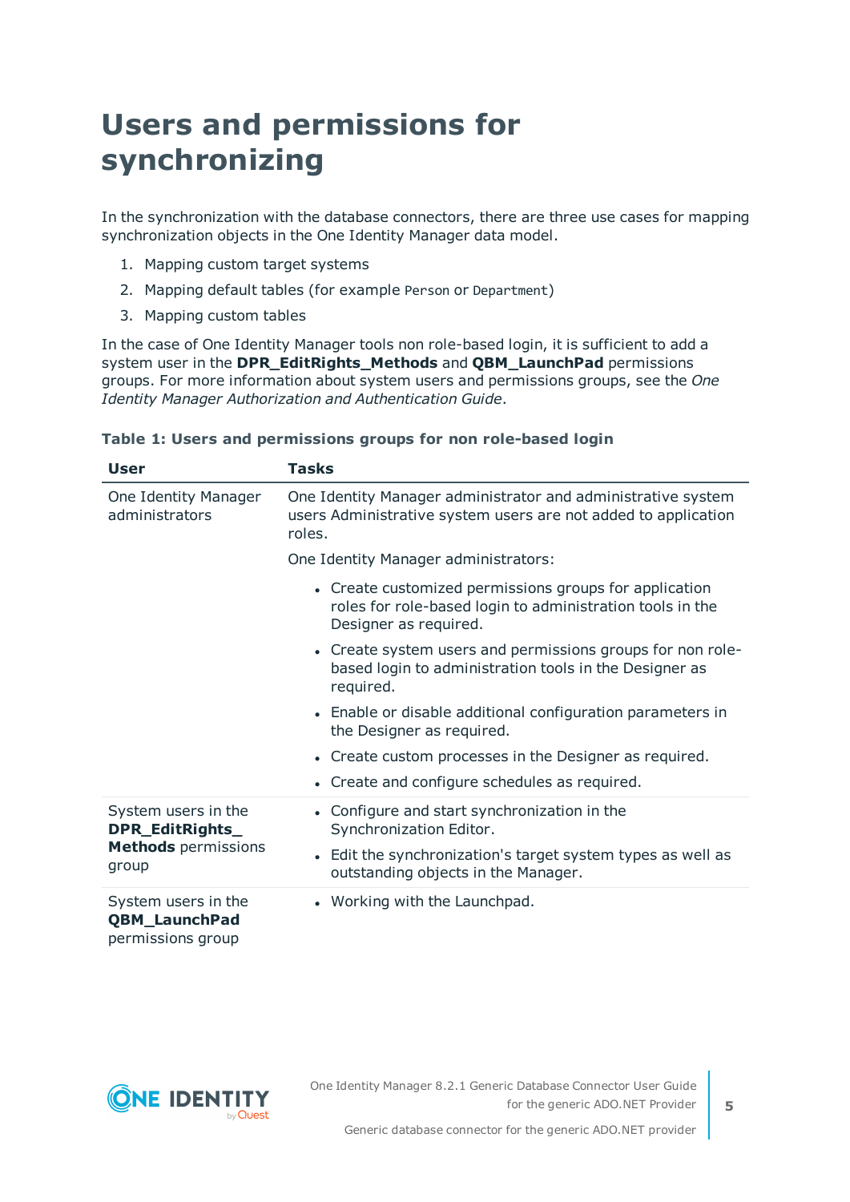# Users and permissions for synchronizing

In the synchronization with the database connectors, there are three use cases for mapping synchronization objects in the One Identity Manager data model.

1. Mapping custom target systems
2. Mapping default tables (for example `Person` or `Department`)
3. Mapping custom tables

In the case of One Identity Manager tools non role-based login, it is sufficient to add a system user in the **DPR_EditRights_Methods** and **QBM_LaunchPad** permissions groups. For more information about system users and permissions groups, see the *One Identity Manager Authorization and Authentication Guide*.

**Table 1: Users and permissions groups for non role-based login**

| User | Tasks |
|---|---|
| One Identity Manager administrators | One Identity Manager administrator and administrative system users Administrative system users are not added to application roles.<br><br>One Identity Manager administrators:<br><br>• Create customized permissions groups for application roles for role-based login to administration tools in the Designer as required.<br>• Create system users and permissions groups for non role-based login to administration tools in the Designer as required.<br>• Enable or disable additional configuration parameters in the Designer as required.<br>• Create custom processes in the Designer as required.<br>• Create and configure schedules as required. |
| System users in the **DPR_EditRights_Methods** permissions group | • Configure and start synchronization in the Synchronization Editor.<br>• Edit the synchronization's target system types as well as outstanding objects in the Manager. |
| System users in the **QBM_LaunchPad** permissions group | • Working with the Launchpad. |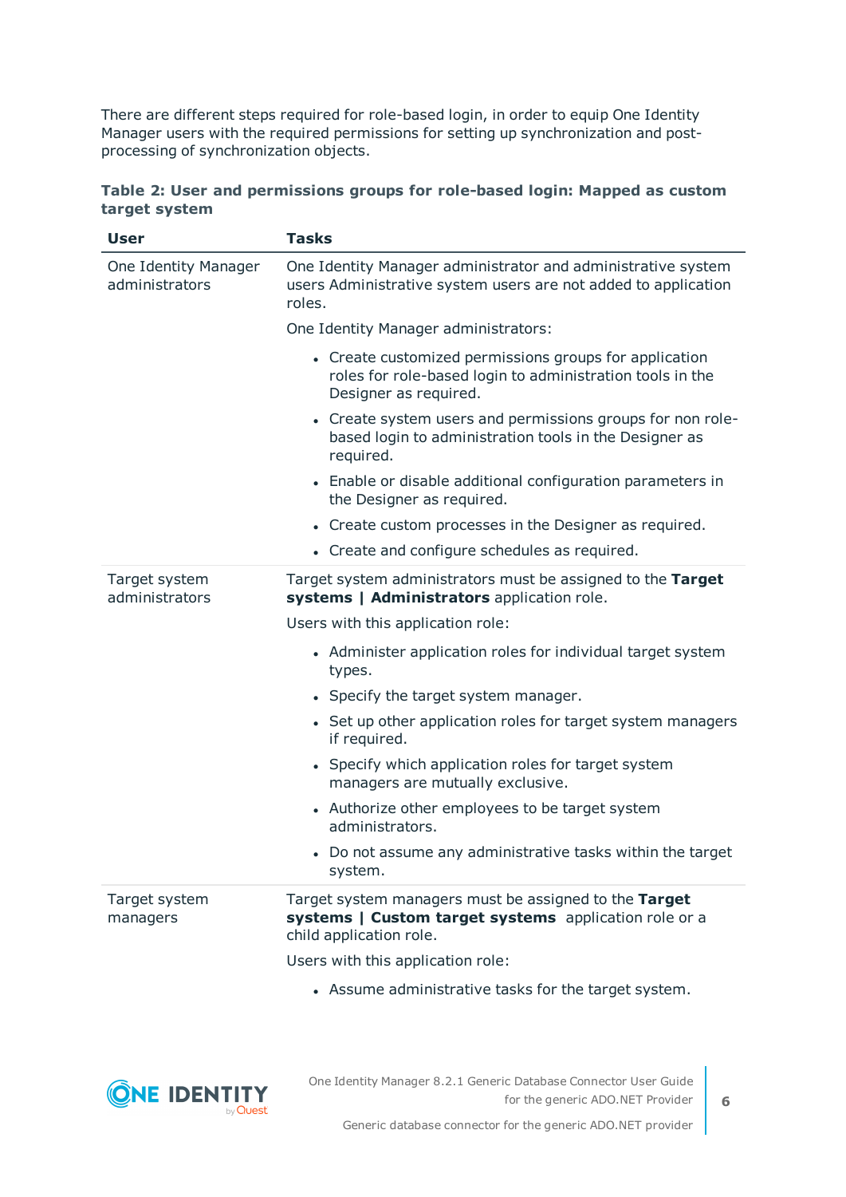There are different steps required for role-based login, in order to equip One Identity Manager users with the required permissions for setting up synchronization and post-processing of synchronization objects.

**Table 2: User and permissions groups for role-based login: Mapped as custom target system**

| User | Tasks |
| --- | --- |
| One Identity Manager administrators | One Identity Manager administrator and administrative system users Administrative system users are not added to application roles.<br><br>One Identity Manager administrators:<br><br>• Create customized permissions groups for application roles for role-based login to administration tools in the Designer as required.<br>• Create system users and permissions groups for non role-based login to administration tools in the Designer as required.<br>• Enable or disable additional configuration parameters in the Designer as required.<br>• Create custom processes in the Designer as required.<br>• Create and configure schedules as required. |
| Target system administrators | Target system administrators must be assigned to the **Target systems \| Administrators** application role.<br><br>Users with this application role:<br><br>• Administer application roles for individual target system types.<br>• Specify the target system manager.<br>• Set up other application roles for target system managers if required.<br>• Specify which application roles for target system managers are mutually exclusive.<br>• Authorize other employees to be target system administrators.<br>• Do not assume any administrative tasks within the target system. |
| Target system managers | Target system managers must be assigned to the **Target systems \| Custom target systems** application role or a child application role.<br><br>Users with this application role:<br><br>• Assume administrative tasks for the target system. |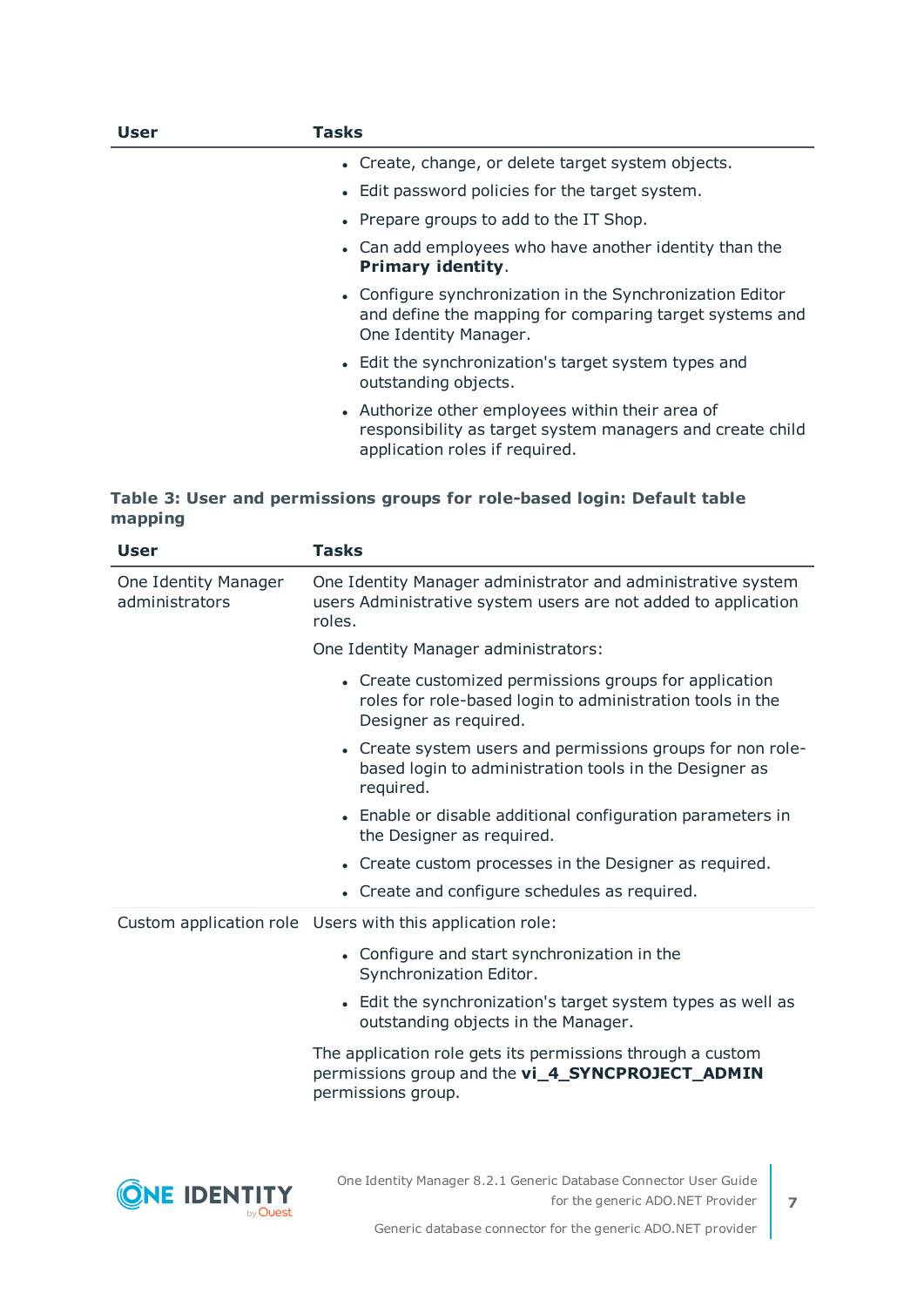| User | Tasks |
|---|---|
| | • Create, change, or delete target system objects.<br>• Edit password policies for the target system.<br>• Prepare groups to add to the IT Shop.<br>• Can add employees who have another identity than the **Primary identity**.<br>• Configure synchronization in the Synchronization Editor and define the mapping for comparing target systems and One Identity Manager.<br>• Edit the synchronization's target system types and outstanding objects.<br>• Authorize other employees within their area of responsibility as target system managers and create child application roles if required. |

**Table 3: User and permissions groups for role-based login: Default table mapping**

| User | Tasks |
|---|---|
| One Identity Manager administrators | One Identity Manager administrator and administrative system users Administrative system users are not added to application roles.<br><br>One Identity Manager administrators:<br><br>• Create customized permissions groups for application roles for role-based login to administration tools in the Designer as required.<br>• Create system users and permissions groups for non role-based login to administration tools in the Designer as required.<br>• Enable or disable additional configuration parameters in the Designer as required.<br>• Create custom processes in the Designer as required.<br>• Create and configure schedules as required. |
| Custom application role | Users with this application role:<br><br>• Configure and start synchronization in the Synchronization Editor.<br>• Edit the synchronization's target system types as well as outstanding objects in the Manager.<br><br>The application role gets its permissions through a custom permissions group and the **vi_4_SYNCPROJECT_ADMIN** permissions group. |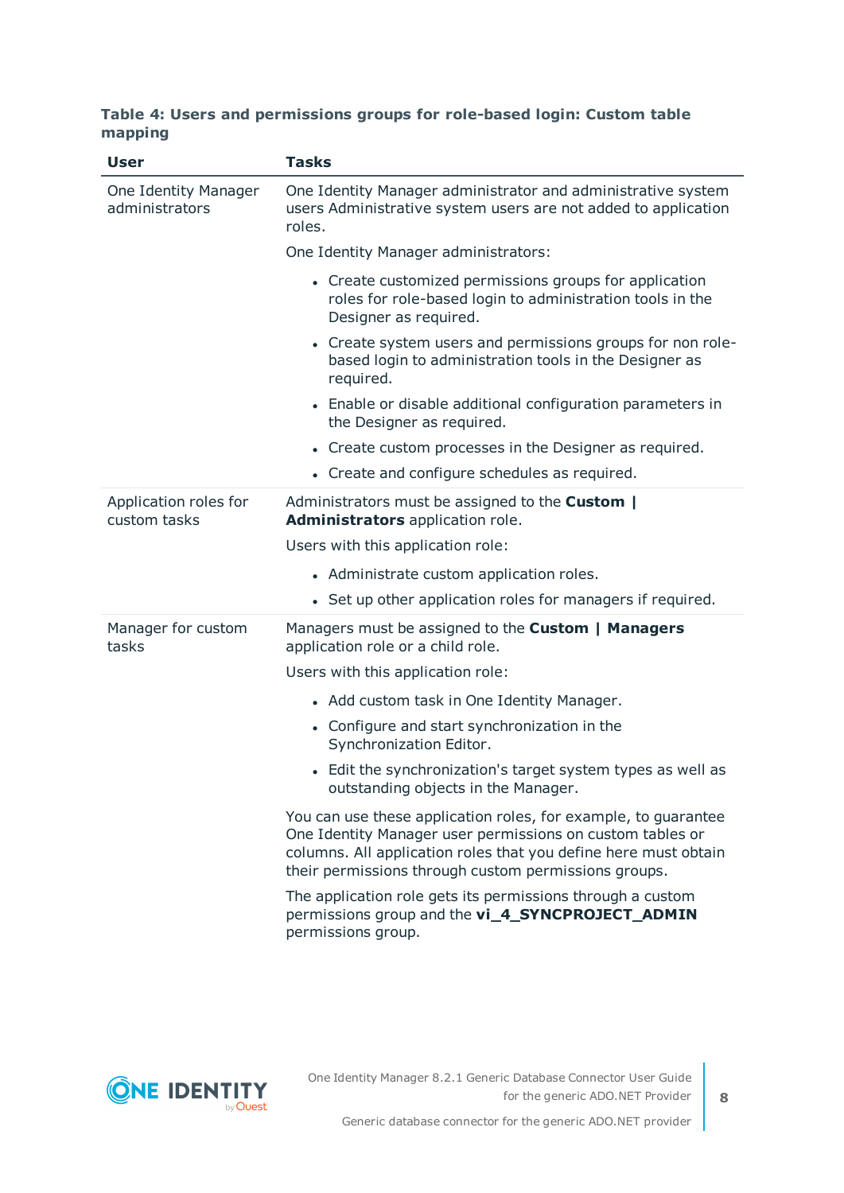**Table 4: Users and permissions groups for role-based login: Custom table mapping**

| User | Tasks |
|---|---|
| One Identity Manager administrators | One Identity Manager administrator and administrative system users Administrative system users are not added to application roles.<br><br>One Identity Manager administrators:<br><br>• Create customized permissions groups for application roles for role-based login to administration tools in the Designer as required.<br>• Create system users and permissions groups for non role-based login to administration tools in the Designer as required.<br>• Enable or disable additional configuration parameters in the Designer as required.<br>• Create custom processes in the Designer as required.<br>• Create and configure schedules as required. |
| Application roles for custom tasks | Administrators must be assigned to the **Custom \| Administrators** application role.<br><br>Users with this application role:<br><br>• Administrate custom application roles.<br>• Set up other application roles for managers if required. |
| Manager for custom tasks | Managers must be assigned to the **Custom \| Managers** application role or a child role.<br><br>Users with this application role:<br><br>• Add custom task in One Identity Manager.<br>• Configure and start synchronization in the Synchronization Editor.<br>• Edit the synchronization's target system types as well as outstanding objects in the Manager.<br><br>You can use these application roles, for example, to guarantee One Identity Manager user permissions on custom tables or columns. All application roles that you define here must obtain their permissions through custom permissions groups.<br><br>The application role gets its permissions through a custom permissions group and the **vi_4_SYNCPROJECT_ADMIN** permissions group. |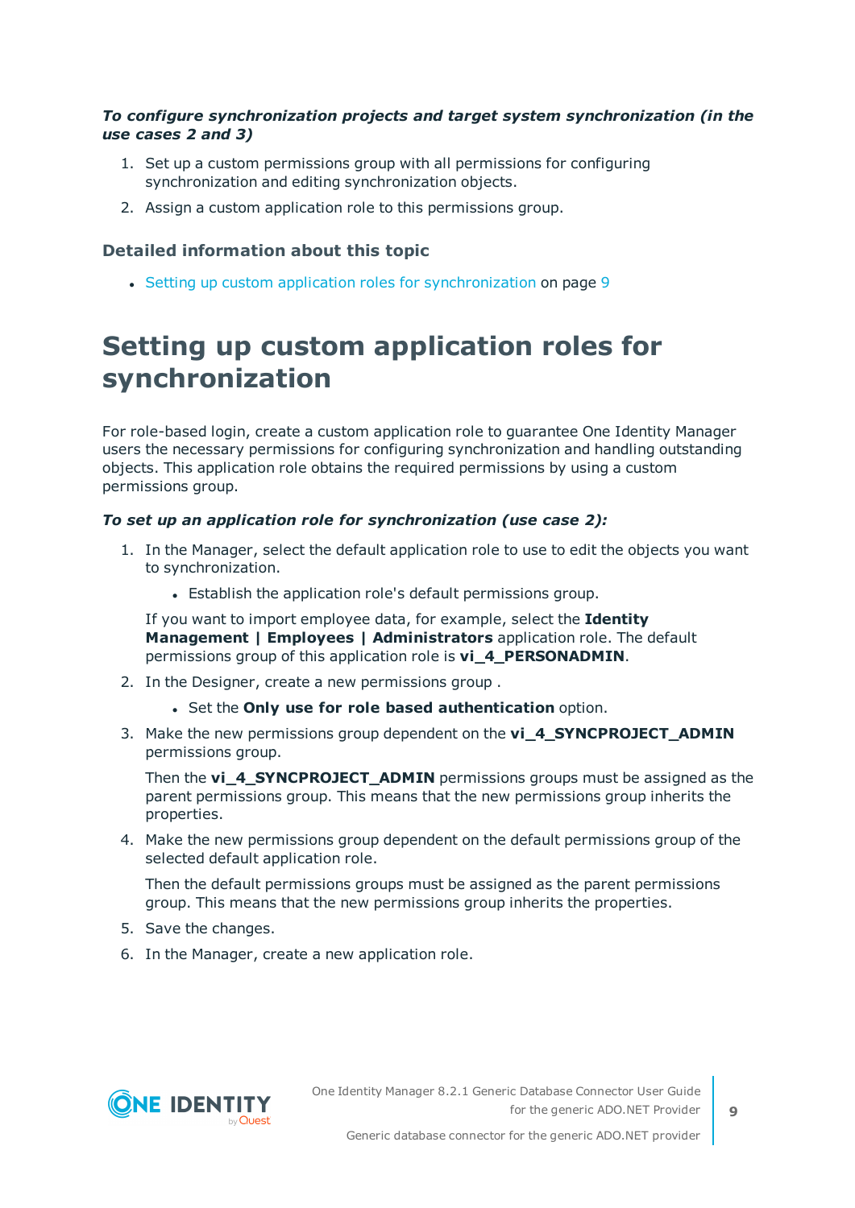***To configure synchronization projects and target system synchronization (in the use cases 2 and 3)***

1. Set up a custom permissions group with all permissions for configuring synchronization and editing synchronization objects.
2. Assign a custom application role to this permissions group.

### Detailed information about this topic

- Setting up custom application roles for synchronization on page 9

# Setting up custom application roles for synchronization

For role-based login, create a custom application role to guarantee One Identity Manager users the necessary permissions for configuring synchronization and handling outstanding objects. This application role obtains the required permissions by using a custom permissions group.

***To set up an application role for synchronization (use case 2):***

1. In the Manager, select the default application role to use to edit the objects you want to synchronization.
   - Establish the application role's default permissions group.

   If you want to import employee data, for example, select the **Identity Management | Employees | Administrators** application role. The default permissions group of this application role is **vi_4_PERSONADMIN**.
2. In the Designer, create a new permissions group .
   - Set the **Only use for role based authentication** option.
3. Make the new permissions group dependent on the **vi_4_SYNCPROJECT_ADMIN** permissions group.

   Then the **vi_4_SYNCPROJECT_ADMIN** permissions groups must be assigned as the parent permissions group. This means that the new permissions group inherits the properties.
4. Make the new permissions group dependent on the default permissions group of the selected default application role.

   Then the default permissions groups must be assigned as the parent permissions group. This means that the new permissions group inherits the properties.
5. Save the changes.
6. In the Manager, create a new application role.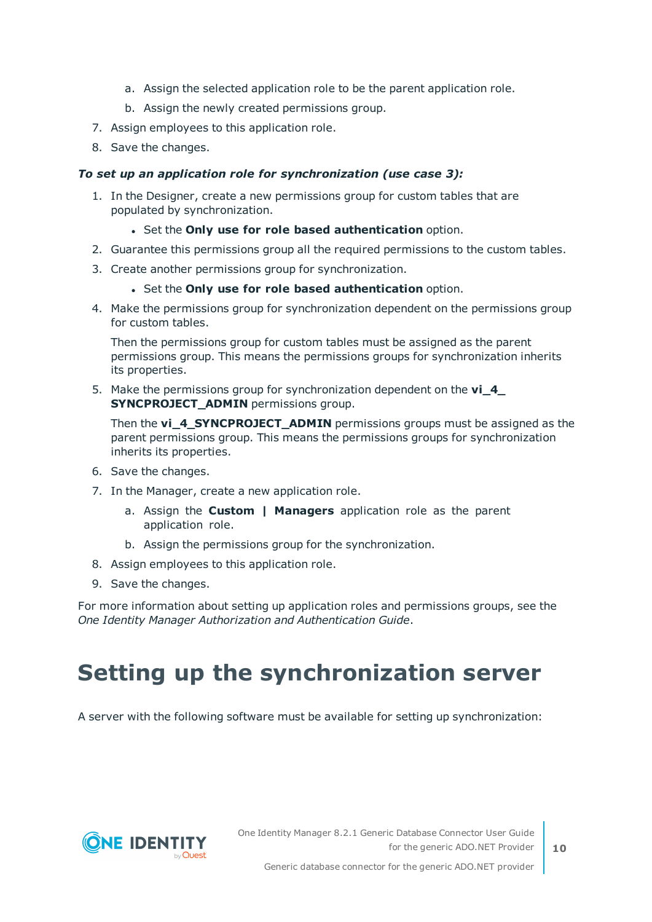a. Assign the selected application role to be the parent application role.
   b. Assign the newly created permissions group.
7. Assign employees to this application role.
8. Save the changes.

***To set up an application role for synchronization (use case 3):***

1. In the Designer, create a new permissions group for custom tables that are populated by synchronization.
   - Set the **Only use for role based authentication** option.
2. Guarantee this permissions group all the required permissions to the custom tables.
3. Create another permissions group for synchronization.
   - Set the **Only use for role based authentication** option.
4. Make the permissions group for synchronization dependent on the permissions group for custom tables.

   Then the permissions group for custom tables must be assigned as the parent permissions group. This means the permissions groups for synchronization inherits its properties.
5. Make the permissions group for synchronization dependent on the **vi_4_SYNCPROJECT_ADMIN** permissions group.

   Then the **vi_4_SYNCPROJECT_ADMIN** permissions groups must be assigned as the parent permissions group. This means the permissions groups for synchronization inherits its properties.
6. Save the changes.
7. In the Manager, create a new application role.
   a. Assign the **Custom | Managers** application role as the parent application role.
   b. Assign the permissions group for the synchronization.
8. Assign employees to this application role.
9. Save the changes.

For more information about setting up application roles and permissions groups, see the *One Identity Manager Authorization and Authentication Guide*.

# Setting up the synchronization server

A server with the following software must be available for setting up synchronization: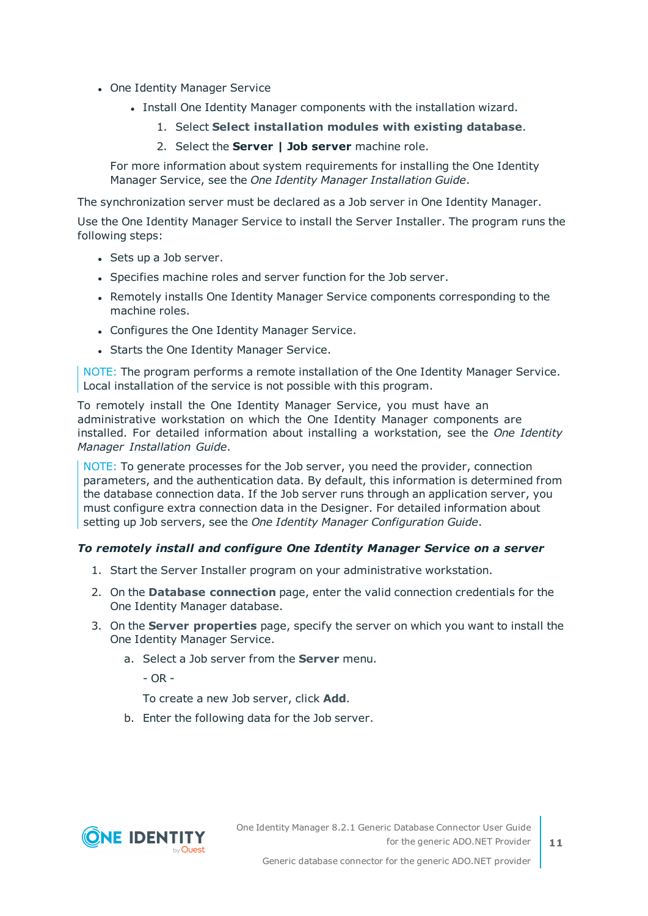- One Identity Manager Service
  - Install One Identity Manager components with the installation wizard.
    1. Select **Select installation modules with existing database**.
    2. Select the **Server | Job server** machine role.

  For more information about system requirements for installing the One Identity Manager Service, see the *One Identity Manager Installation Guide*.

The synchronization server must be declared as a Job server in One Identity Manager.

Use the One Identity Manager Service to install the Server Installer. The program runs the following steps:

- Sets up a Job server.
- Specifies machine roles and server function for the Job server.
- Remotely installs One Identity Manager Service components corresponding to the machine roles.
- Configures the One Identity Manager Service.
- Starts the One Identity Manager Service.

NOTE: The program performs a remote installation of the One Identity Manager Service. Local installation of the service is not possible with this program.

To remotely install the One Identity Manager Service, you must have an administrative workstation on which the One Identity Manager components are installed. For detailed information about installing a workstation, see the *One Identity Manager Installation Guide*.

NOTE: To generate processes for the Job server, you need the provider, connection parameters, and the authentication data. By default, this information is determined from the database connection data. If the Job server runs through an application server, you must configure extra connection data in the Designer. For detailed information about setting up Job servers, see the *One Identity Manager Configuration Guide*.

***To remotely install and configure One Identity Manager Service on a server***

1. Start the Server Installer program on your administrative workstation.
2. On the **Database connection** page, enter the valid connection credentials for the One Identity Manager database.
3. On the **Server properties** page, specify the server on which you want to install the One Identity Manager Service.
   a. Select a Job server from the **Server** menu.

      - OR -

      To create a new Job server, click **Add**.

   b. Enter the following data for the Job server.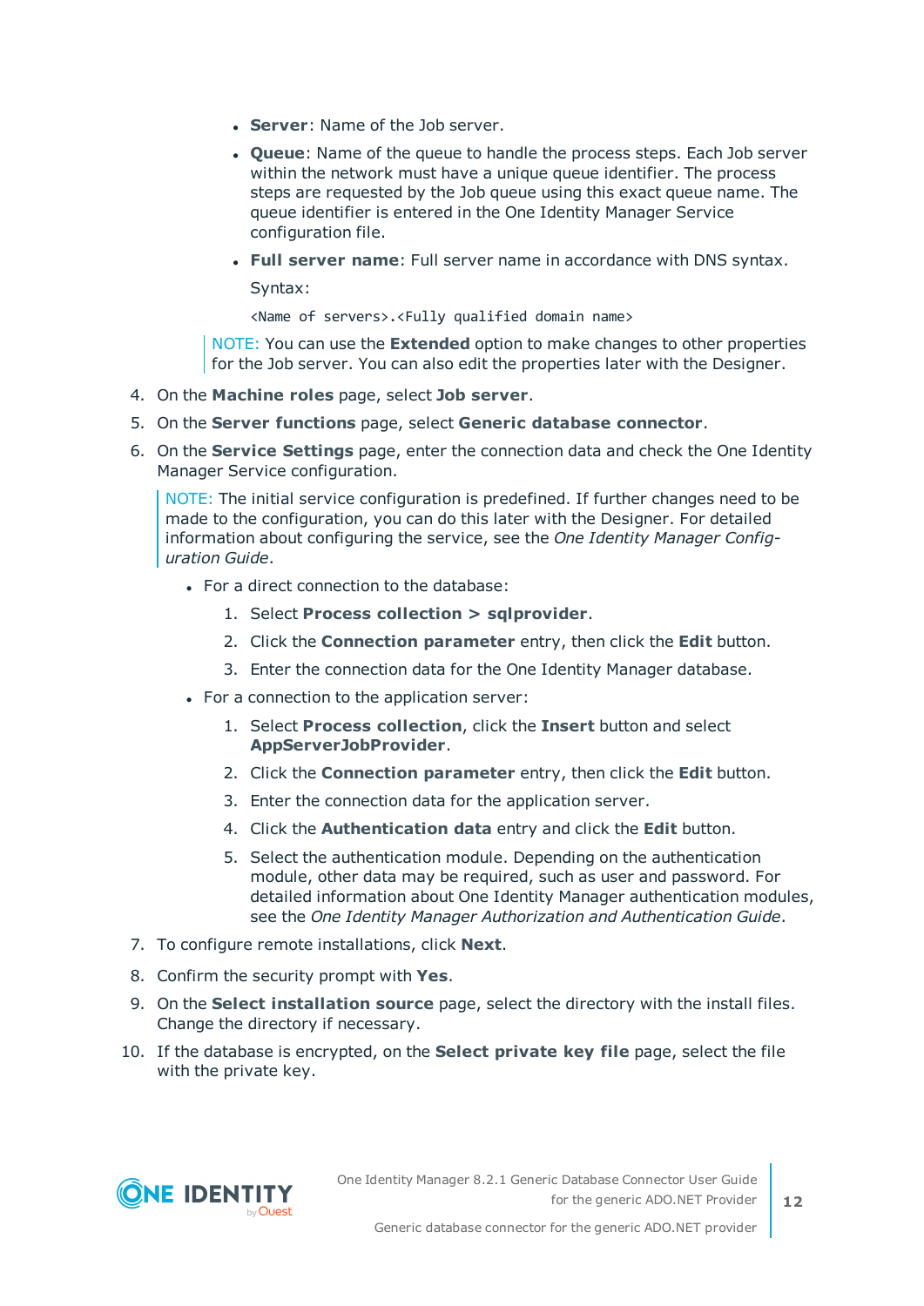- **Server**: Name of the Job server.
- **Queue**: Name of the queue to handle the process steps. Each Job server within the network must have a unique queue identifier. The process steps are requested by the Job queue using this exact queue name. The queue identifier is entered in the One Identity Manager Service configuration file.
- **Full server name**: Full server name in accordance with DNS syntax.

  Syntax:

  ```
  <Name of servers>.<Fully qualified domain name>
  ```

> NOTE: You can use the **Extended** option to make changes to other properties for the Job server. You can also edit the properties later with the Designer.

4. On the **Machine roles** page, select **Job server**.
5. On the **Server functions** page, select **Generic database connector**.
6. On the **Service Settings** page, enter the connection data and check the One Identity Manager Service configuration.

   > NOTE: The initial service configuration is predefined. If further changes need to be made to the configuration, you can do this later with the Designer. For detailed information about configuring the service, see the *One Identity Manager Configuration Guide*.

   - For a direct connection to the database:
     1. Select **Process collection > sqlprovider**.
     2. Click the **Connection parameter** entry, then click the **Edit** button.
     3. Enter the connection data for the One Identity Manager database.
   - For a connection to the application server:
     1. Select **Process collection**, click the **Insert** button and select **AppServerJobProvider**.
     2. Click the **Connection parameter** entry, then click the **Edit** button.
     3. Enter the connection data for the application server.
     4. Click the **Authentication data** entry and click the **Edit** button.
     5. Select the authentication module. Depending on the authentication module, other data may be required, such as user and password. For detailed information about One Identity Manager authentication modules, see the *One Identity Manager Authorization and Authentication Guide*.
7. To configure remote installations, click **Next**.
8. Confirm the security prompt with **Yes**.
9. On the **Select installation source** page, select the directory with the install files. Change the directory if necessary.
10. If the database is encrypted, on the **Select private key file** page, select the file with the private key.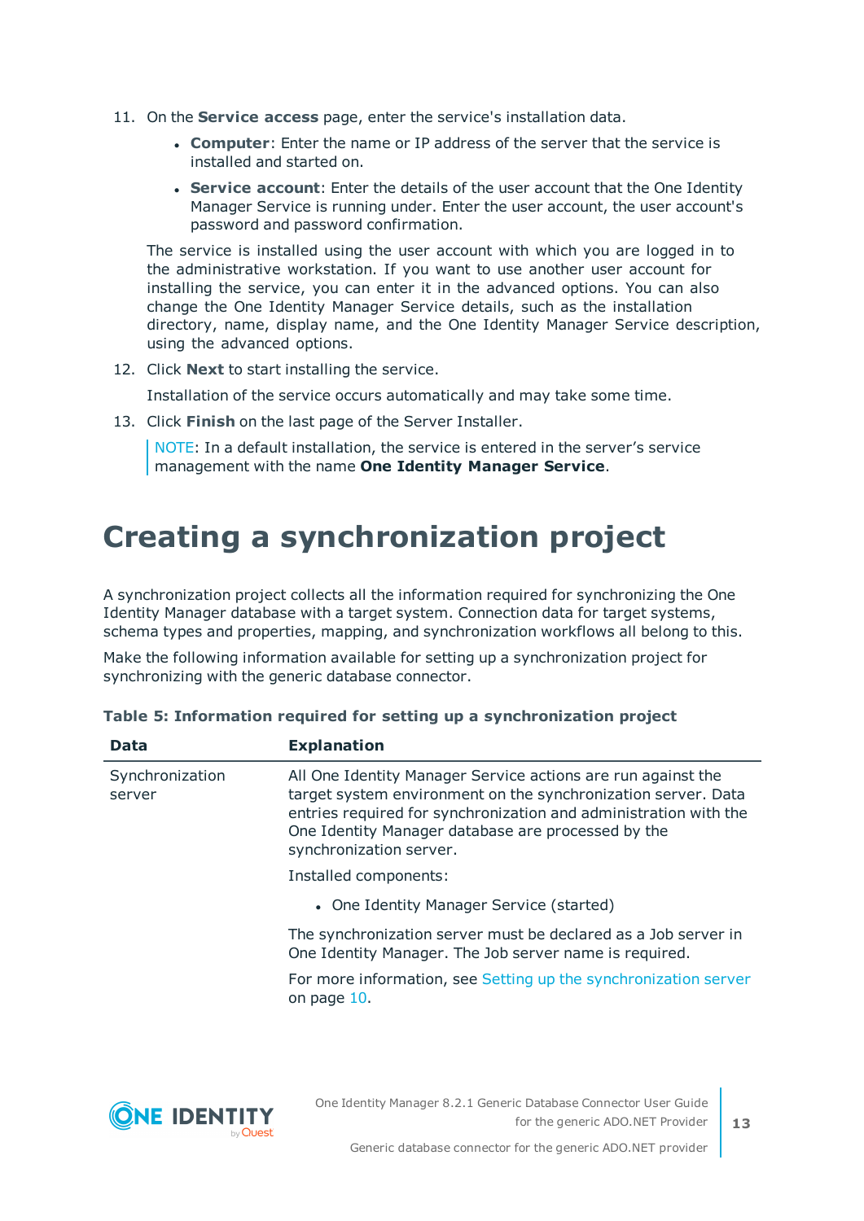11. On the **Service access** page, enter the service's installation data.

    - **Computer**: Enter the name or IP address of the server that the service is installed and started on.
    - **Service account**: Enter the details of the user account that the One Identity Manager Service is running under. Enter the user account, the user account's password and password confirmation.

    The service is installed using the user account with which you are logged in to the administrative workstation. If you want to use another user account for installing the service, you can enter it in the advanced options. You can also change the One Identity Manager Service details, such as the installation directory, name, display name, and the One Identity Manager Service description, using the advanced options.

12. Click **Next** to start installing the service.

    Installation of the service occurs automatically and may take some time.

13. Click **Finish** on the last page of the Server Installer.

    NOTE: In a default installation, the service is entered in the server's service management with the name **One Identity Manager Service**.

# Creating a synchronization project

A synchronization project collects all the information required for synchronizing the One Identity Manager database with a target system. Connection data for target systems, schema types and properties, mapping, and synchronization workflows all belong to this.

Make the following information available for setting up a synchronization project for synchronizing with the generic database connector.

**Table 5: Information required for setting up a synchronization project**

| Data | Explanation |
|---|---|
| Synchronization server | All One Identity Manager Service actions are run against the target system environment on the synchronization server. Data entries required for synchronization and administration with the One Identity Manager database are processed by the synchronization server.<br><br>Installed components:<br><br>• One Identity Manager Service (started)<br><br>The synchronization server must be declared as a Job server in One Identity Manager. The Job server name is required.<br><br>For more information, see Setting up the synchronization server on page 10. |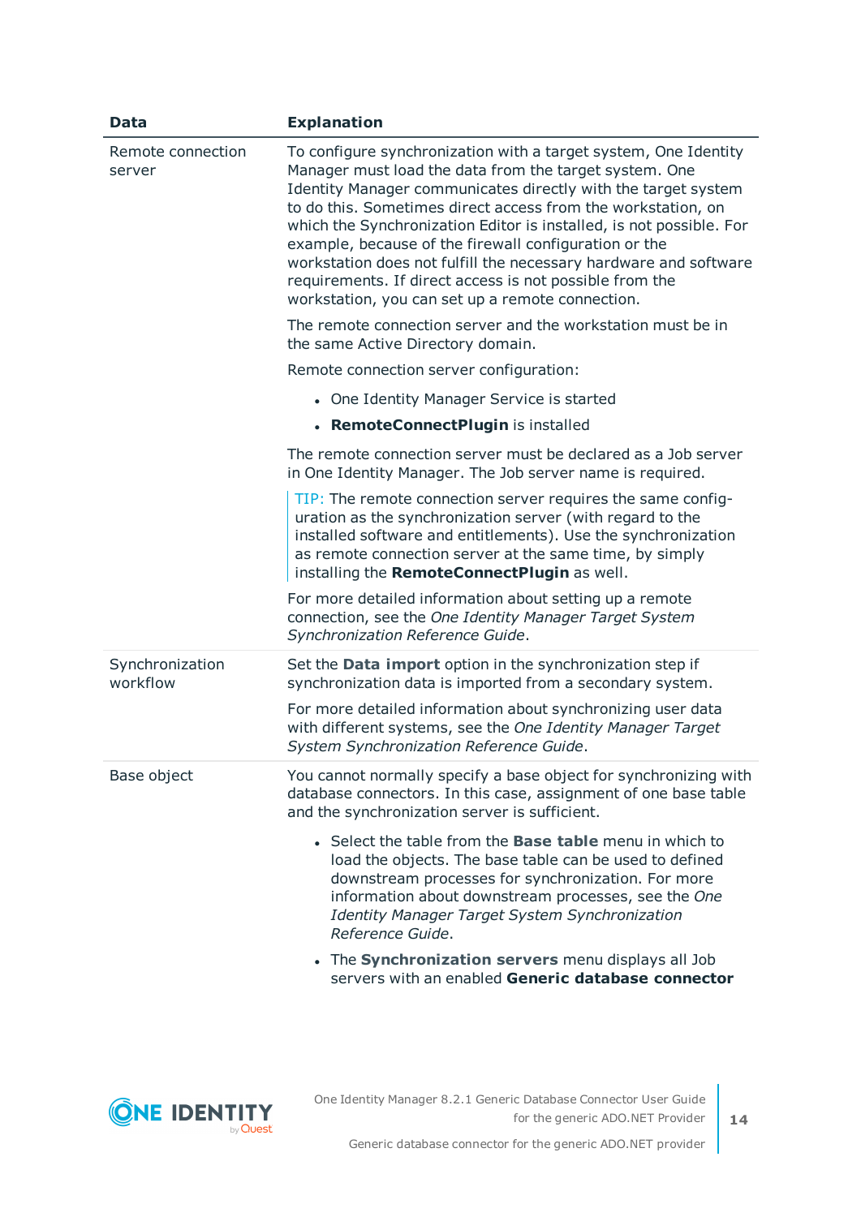| Data | Explanation |
| --- | --- |
| Remote connection server | To configure synchronization with a target system, One Identity Manager must load the data from the target system. One Identity Manager communicates directly with the target system to do this. Sometimes direct access from the workstation, on which the Synchronization Editor is installed, is not possible. For example, because of the firewall configuration or the workstation does not fulfill the necessary hardware and software requirements. If direct access is not possible from the workstation, you can set up a remote connection.<br><br>The remote connection server and the workstation must be in the same Active Directory domain.<br><br>Remote connection server configuration:<br><br>• One Identity Manager Service is started<br>• **RemoteConnectPlugin** is installed<br><br>The remote connection server must be declared as a Job server in One Identity Manager. The Job server name is required.<br><br>TIP: The remote connection server requires the same configuration as the synchronization server (with regard to the installed software and entitlements). Use the synchronization as remote connection server at the same time, by simply installing the **RemoteConnectPlugin** as well.<br><br>For more detailed information about setting up a remote connection, see the *One Identity Manager Target System Synchronization Reference Guide*. |
| Synchronization workflow | Set the **Data import** option in the synchronization step if synchronization data is imported from a secondary system.<br><br>For more detailed information about synchronizing user data with different systems, see the *One Identity Manager Target System Synchronization Reference Guide*. |
| Base object | You cannot normally specify a base object for synchronizing with database connectors. In this case, assignment of one base table and the synchronization server is sufficient.<br><br>• Select the table from the **Base table** menu in which to load the objects. The base table can be used to defined downstream processes for synchronization. For more information about downstream processes, see the *One Identity Manager Target System Synchronization Reference Guide*.<br>• The **Synchronization servers** menu displays all Job servers with an enabled **Generic database connector** |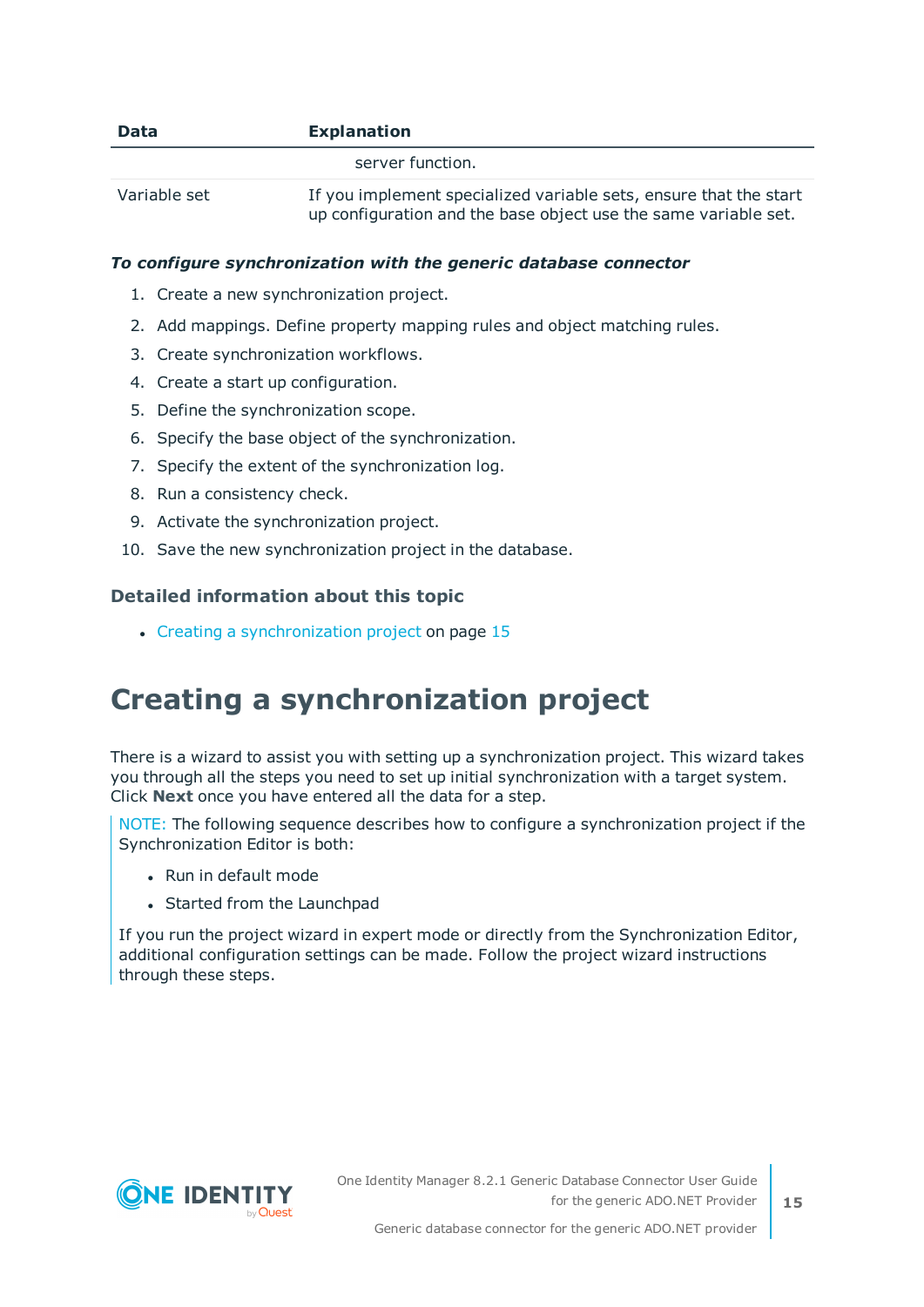| Data | Explanation |
|---|---|
| | server function. |
| Variable set | If you implement specialized variable sets, ensure that the start up configuration and the base object use the same variable set. |

***To configure synchronization with the generic database connector***

1. Create a new synchronization project.
2. Add mappings. Define property mapping rules and object matching rules.
3. Create synchronization workflows.
4. Create a start up configuration.
5. Define the synchronization scope.
6. Specify the base object of the synchronization.
7. Specify the extent of the synchronization log.
8. Run a consistency check.
9. Activate the synchronization project.
10. Save the new synchronization project in the database.

### Detailed information about this topic

- Creating a synchronization project on page 15

# Creating a synchronization project

There is a wizard to assist you with setting up a synchronization project. This wizard takes you through all the steps you need to set up initial synchronization with a target system. Click **Next** once you have entered all the data for a step.

NOTE: The following sequence describes how to configure a synchronization project if the Synchronization Editor is both:

- Run in default mode
- Started from the Launchpad

If you run the project wizard in expert mode or directly from the Synchronization Editor, additional configuration settings can be made. Follow the project wizard instructions through these steps.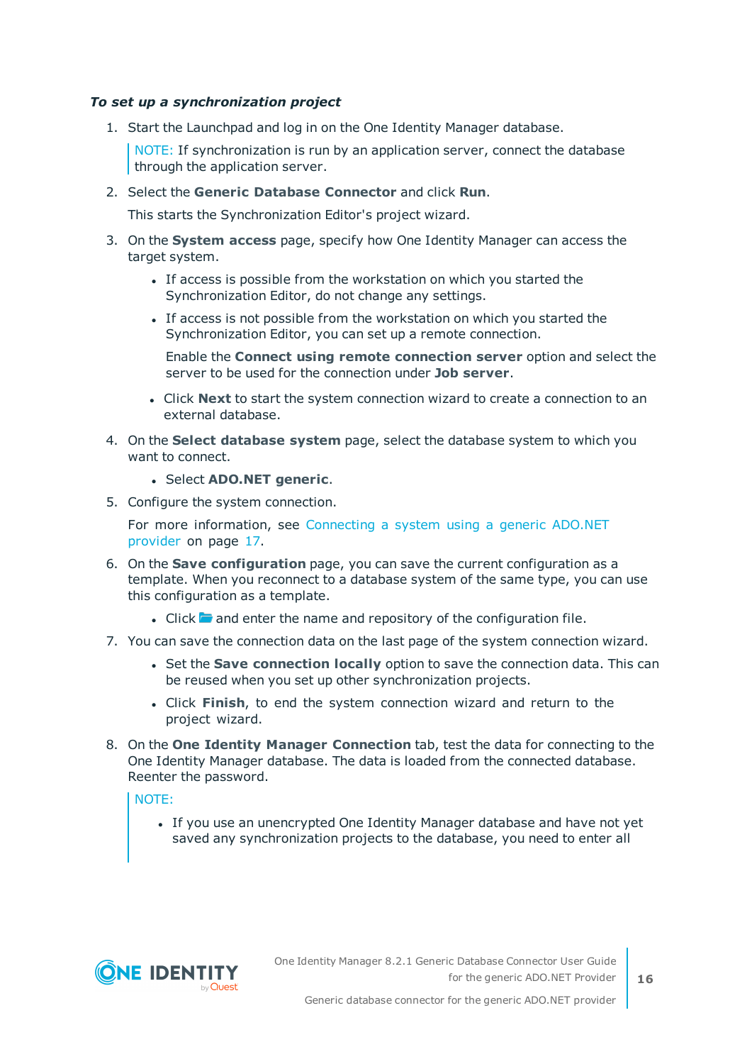*To set up a synchronization project*

1. Start the Launchpad and log in on the One Identity Manager database.

   > NOTE: If synchronization is run by an application server, connect the database through the application server.

2. Select the **Generic Database Connector** and click **Run**.

   This starts the Synchronization Editor's project wizard.

3. On the **System access** page, specify how One Identity Manager can access the target system.

   - If access is possible from the workstation on which you started the Synchronization Editor, do not change any settings.
   - If access is not possible from the workstation on which you started the Synchronization Editor, you can set up a remote connection.

     Enable the **Connect using remote connection server** option and select the server to be used for the connection under **Job server**.

   - Click **Next** to start the system connection wizard to create a connection to an external database.

4. On the **Select database system** page, select the database system to which you want to connect.

   - Select **ADO.NET generic**.

5. Configure the system connection.

   For more information, see Connecting a system using a generic ADO.NET provider on page 17.

6. On the **Save configuration** page, you can save the current configuration as a template. When you reconnect to a database system of the same type, you can use this configuration as a template.

   - Click and enter the name and repository of the configuration file.

7. You can save the connection data on the last page of the system connection wizard.

   - Set the **Save connection locally** option to save the connection data. This can be reused when you set up other synchronization projects.
   - Click **Finish**, to end the system connection wizard and return to the project wizard.

8. On the **One Identity Manager Connection** tab, test the data for connecting to the One Identity Manager database. The data is loaded from the connected database. Reenter the password.

   > NOTE:
   >
   > - If you use an unencrypted One Identity Manager database and have not yet saved any synchronization projects to the database, you need to enter all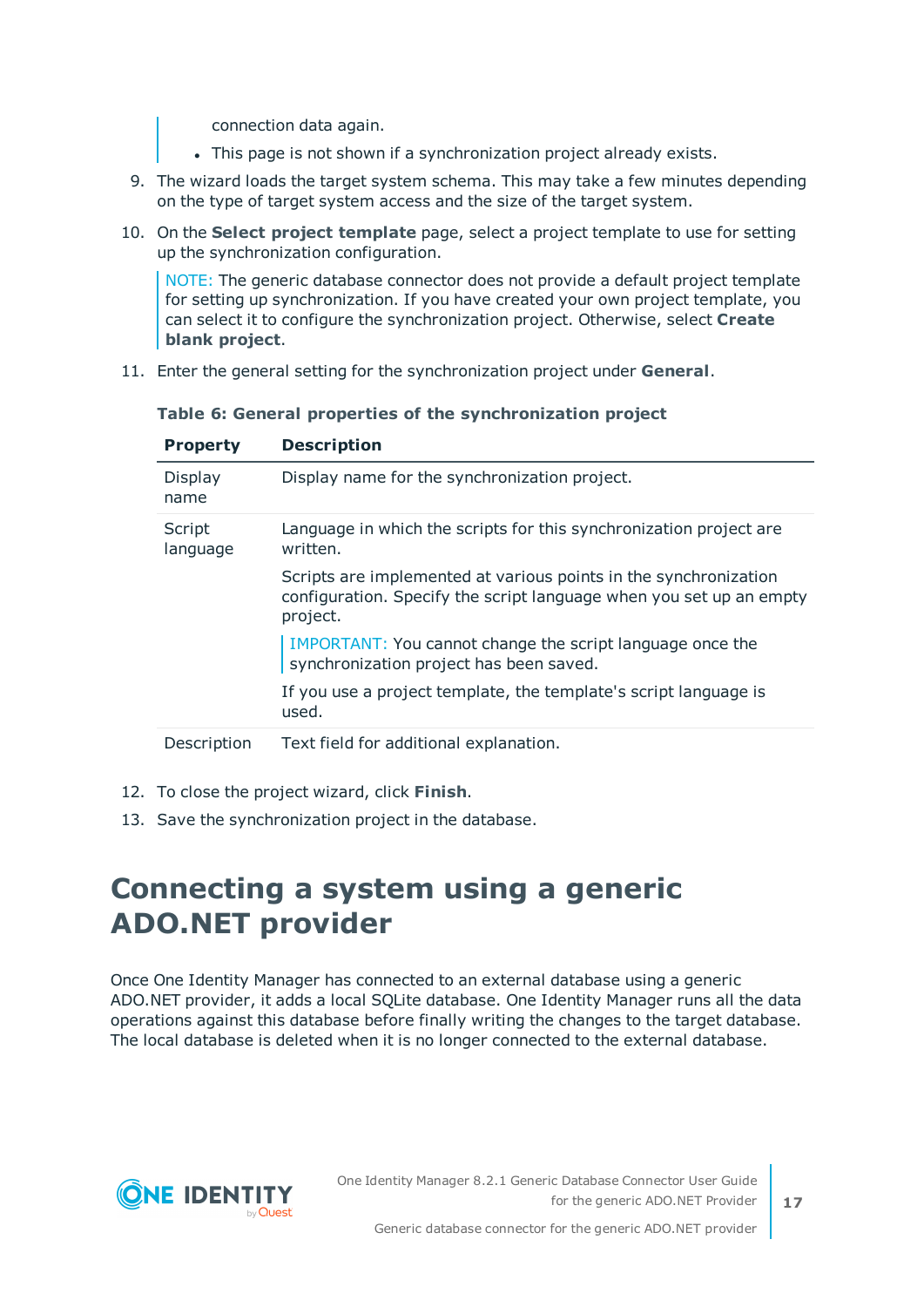connection data again.
- This page is not shown if a synchronization project already exists.

9. The wizard loads the target system schema. This may take a few minutes depending on the type of target system access and the size of the target system.
10. On the **Select project template** page, select a project template to use for setting up the synchronization configuration.

    NOTE: The generic database connector does not provide a default project template for setting up synchronization. If you have created your own project template, you can select it to configure the synchronization project. Otherwise, select **Create blank project**.

11. Enter the general setting for the synchronization project under **General**.

**Table 6: General properties of the synchronization project**

| Property | Description |
|---|---|
| Display name | Display name for the synchronization project. |
| Script language | Language in which the scripts for this synchronization project are written.<br><br>Scripts are implemented at various points in the synchronization configuration. Specify the script language when you set up an empty project.<br><br>IMPORTANT: You cannot change the script language once the synchronization project has been saved.<br><br>If you use a project template, the template's script language is used. |
| Description | Text field for additional explanation. |

12. To close the project wizard, click **Finish**.
13. Save the synchronization project in the database.

# Connecting a system using a generic ADO.NET provider

Once One Identity Manager has connected to an external database using a generic ADO.NET provider, it adds a local SQLite database. One Identity Manager runs all the data operations against this database before finally writing the changes to the target database. The local database is deleted when it is no longer connected to the external database.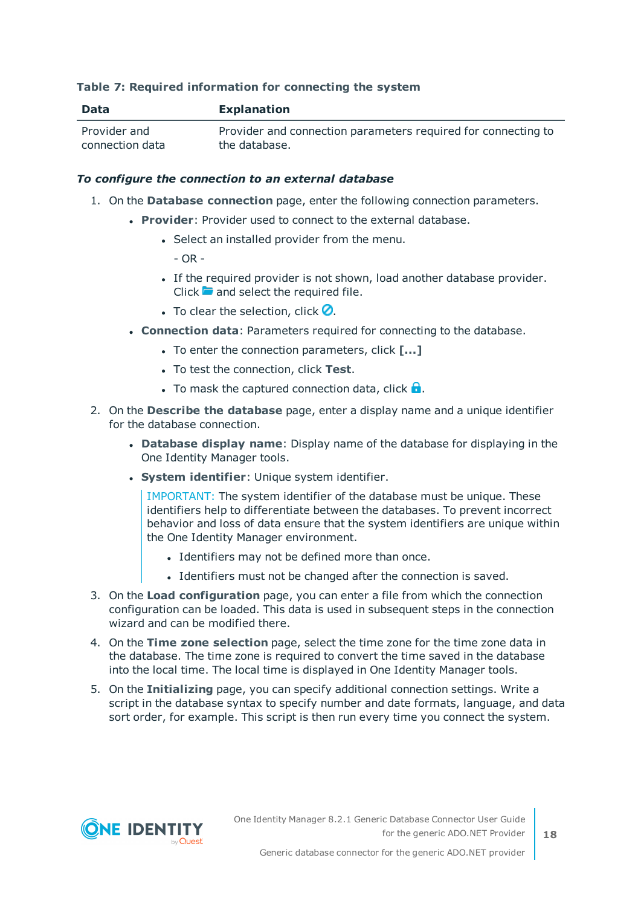**Table 7: Required information for connecting the system**

| Data | Explanation |
|---|---|
| Provider and connection data | Provider and connection parameters required for connecting to the database. |

***To configure the connection to an external database***

1. On the **Database connection** page, enter the following connection parameters.
   - **Provider**: Provider used to connect to the external database.
     - Select an installed provider from the menu.
       
       - OR -
     - If the required provider is not shown, load another database provider. Click and select the required file.
     - To clear the selection, click .
   - **Connection data**: Parameters required for connecting to the database.
     - To enter the connection parameters, click **[...]**
     - To test the connection, click **Test**.
     - To mask the captured connection data, click .
2. On the **Describe the database** page, enter a display name and a unique identifier for the database connection.
   - **Database display name**: Display name of the database for displaying in the One Identity Manager tools.
   - **System identifier**: Unique system identifier.

     IMPORTANT: The system identifier of the database must be unique. These identifiers help to differentiate between the databases. To prevent incorrect behavior and loss of data ensure that the system identifiers are unique within the One Identity Manager environment.
     - Identifiers may not be defined more than once.
     - Identifiers must not be changed after the connection is saved.
3. On the **Load configuration** page, you can enter a file from which the connection configuration can be loaded. This data is used in subsequent steps in the connection wizard and can be modified there.
4. On the **Time zone selection** page, select the time zone for the time zone data in the database. The time zone is required to convert the time saved in the database into the local time. The local time is displayed in One Identity Manager tools.
5. On the **Initializing** page, you can specify additional connection settings. Write a script in the database syntax to specify number and date formats, language, and data sort order, for example. This script is then run every time you connect the system.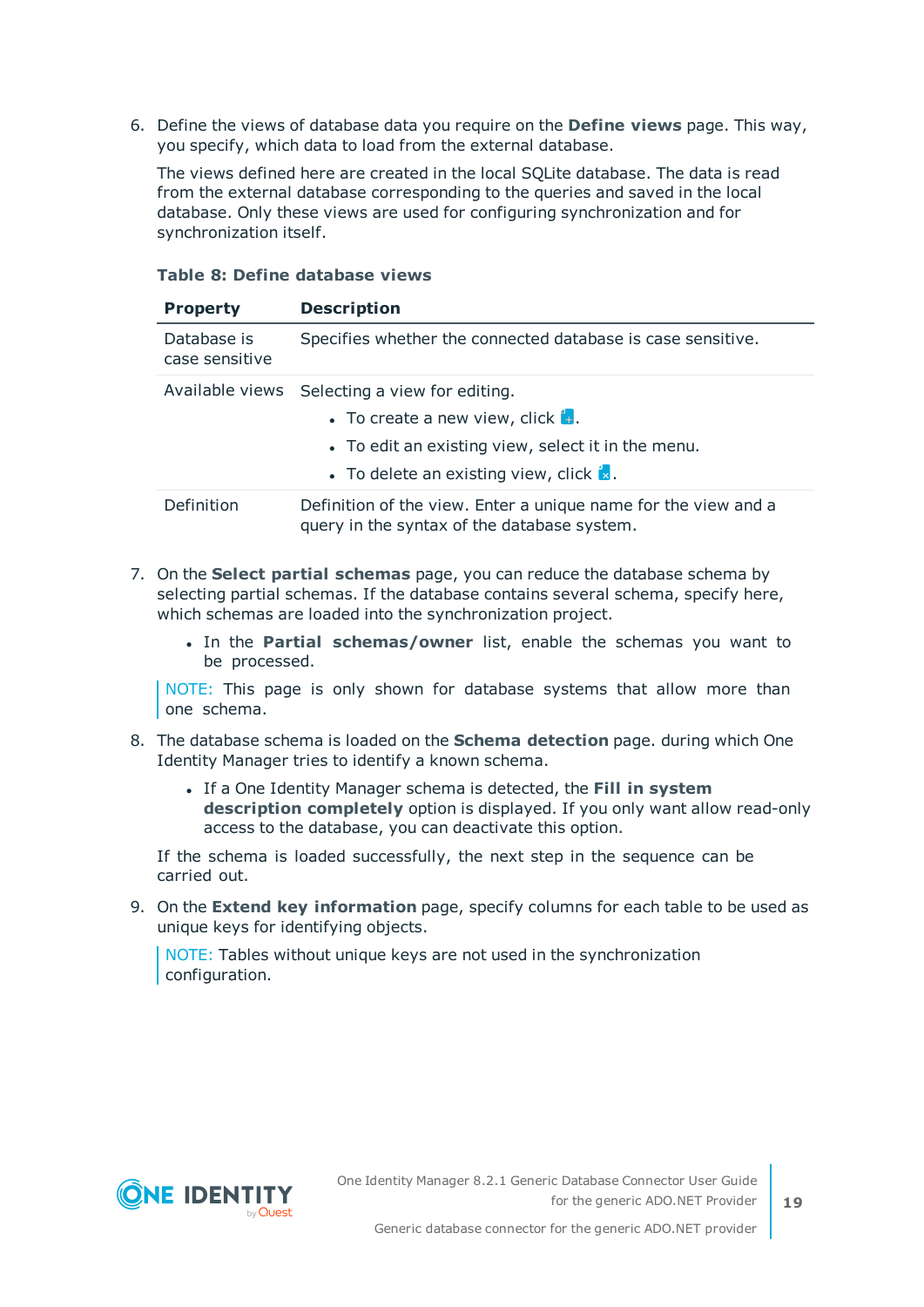6. Define the views of database data you require on the **Define views** page. This way, you specify, which data to load from the external database.

   The views defined here are created in the local SQLite database. The data is read from the external database corresponding to the queries and saved in the local database. Only these views are used for configuring synchronization and for synchronization itself.

   **Table 8: Define database views**

   | Property | Description |
   |---|---|
   | Database is case sensitive | Specifies whether the connected database is case sensitive. |
   | Available views | Selecting a view for editing.<br>• To create a new view, click .<br>• To edit an existing view, select it in the menu.<br>• To delete an existing view, click . |
   | Definition | Definition of the view. Enter a unique name for the view and a query in the syntax of the database system. |

7. On the **Select partial schemas** page, you can reduce the database schema by selecting partial schemas. If the database contains several schema, specify here, which schemas are loaded into the synchronization project.

   - In the **Partial schemas/owner** list, enable the schemas you want to be processed.

   NOTE: This page is only shown for database systems that allow more than one schema.

8. The database schema is loaded on the **Schema detection** page. during which One Identity Manager tries to identify a known schema.

   - If a One Identity Manager schema is detected, the **Fill in system description completely** option is displayed. If you only want allow read-only access to the database, you can deactivate this option.

   If the schema is loaded successfully, the next step in the sequence can be carried out.

9. On the **Extend key information** page, specify columns for each table to be used as unique keys for identifying objects.

   NOTE: Tables without unique keys are not used in the synchronization configuration.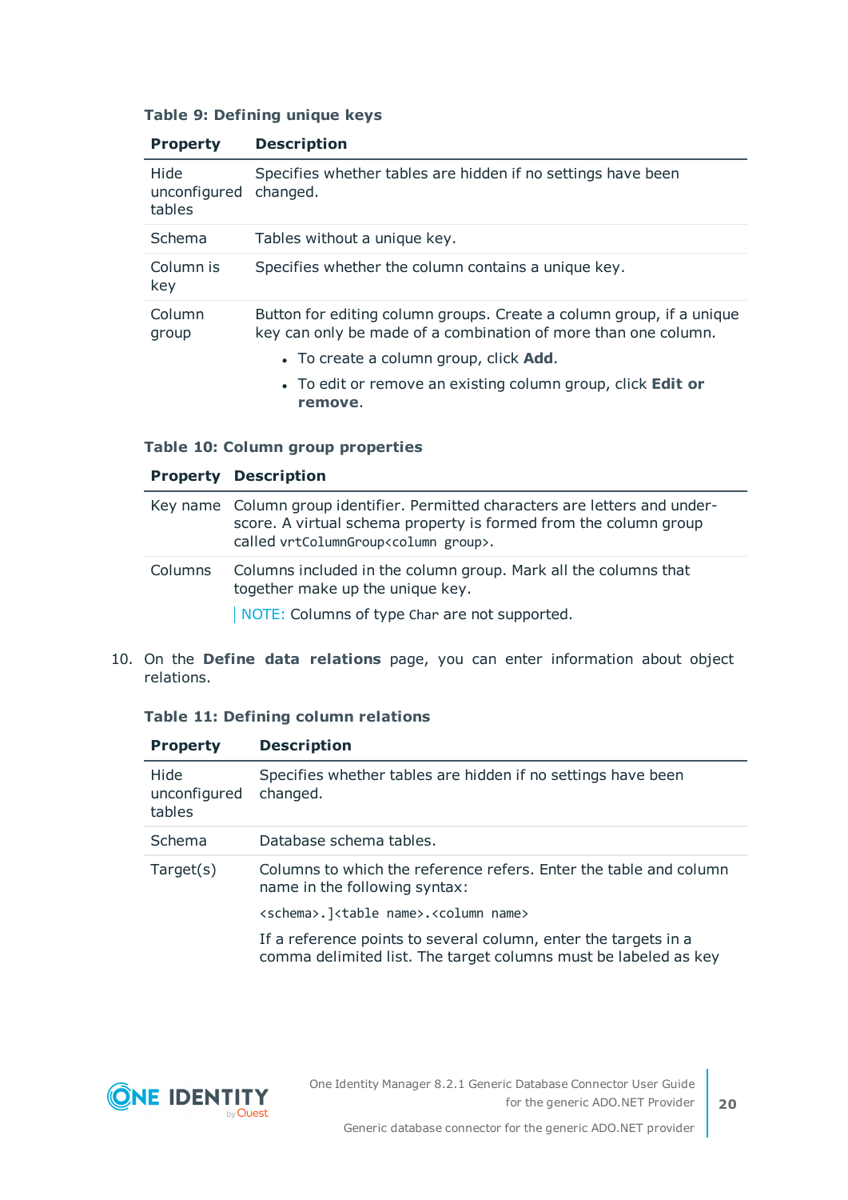**Table 9: Defining unique keys**

| Property | Description |
|---|---|
| Hide unconfigured tables | Specifies whether tables are hidden if no settings have been changed. |
| Schema | Tables without a unique key. |
| Column is key | Specifies whether the column contains a unique key. |
| Column group | Button for editing column groups. Create a column group, if a unique key can only be made of a combination of more than one column.<br>• To create a column group, click **Add**.<br>• To edit or remove an existing column group, click **Edit or remove**. |

**Table 10: Column group properties**

| Property | Description |
|---|---|
| Key name | Column group identifier. Permitted characters are letters and underscore. A virtual schema property is formed from the column group called `vrtColumnGroup<column group>`. |
| Columns | Columns included in the column group. Mark all the columns that together make up the unique key.<br>NOTE: Columns of type `Char` are not supported. |

10. On the **Define data relations** page, you can enter information about object relations.

**Table 11: Defining column relations**

| Property | Description |
|---|---|
| Hide unconfigured tables | Specifies whether tables are hidden if no settings have been changed. |
| Schema | Database schema tables. |
| Target(s) | Columns to which the reference refers. Enter the table and column name in the following syntax:<br>`<schema>.]<table name>.<column name>`<br>If a reference points to several column, enter the targets in a comma delimited list. The target columns must be labeled as key |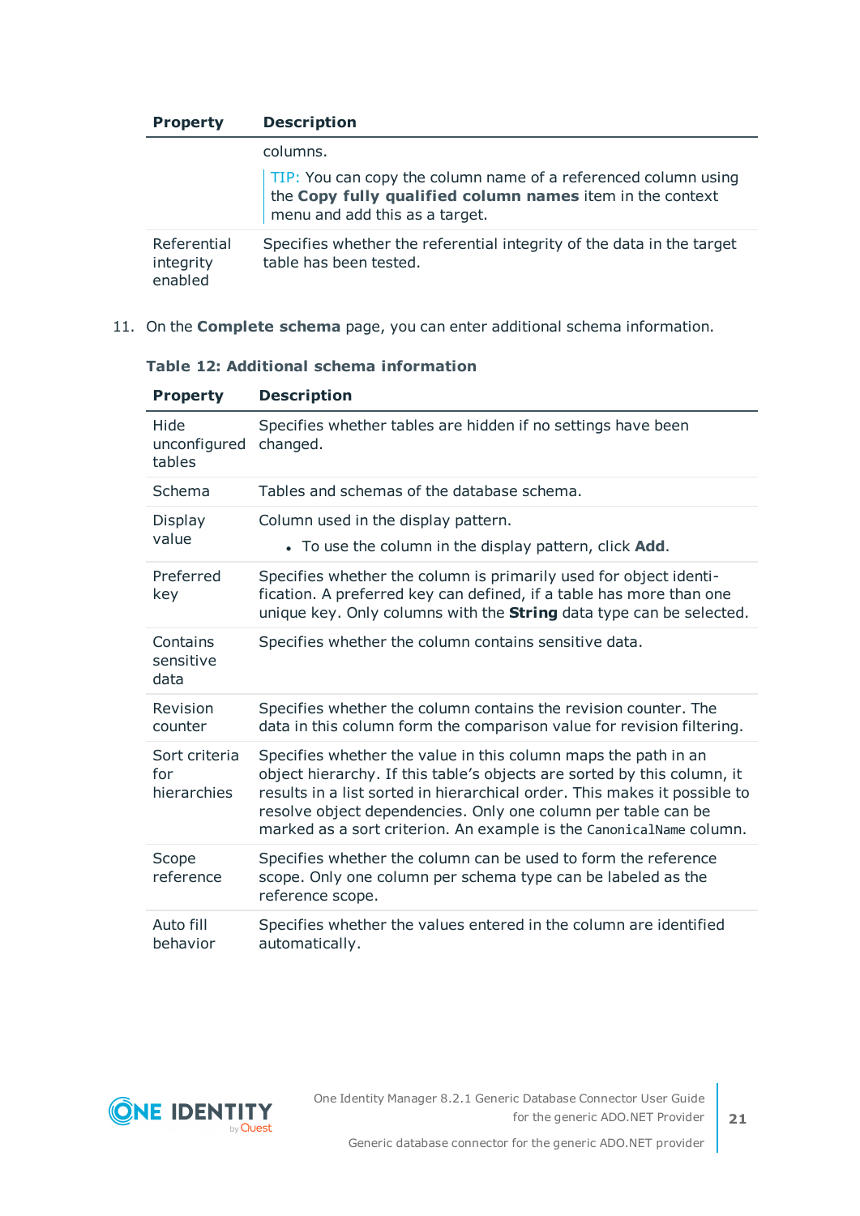| Property | Description |
|---|---|
| | columns.<br><br>TIP: You can copy the column name of a referenced column using the **Copy fully qualified column names** item in the context menu and add this as a target. |
| Referential integrity enabled | Specifies whether the referential integrity of the data in the target table has been tested. |

11. On the **Complete schema** page, you can enter additional schema information.

**Table 12: Additional schema information**

| Property | Description |
|---|---|
| Hide unconfigured tables | Specifies whether tables are hidden if no settings have been changed. |
| Schema | Tables and schemas of the database schema. |
| Display value | Column used in the display pattern.<br><br>• To use the column in the display pattern, click **Add**. |
| Preferred key | Specifies whether the column is primarily used for object identification. A preferred key can defined, if a table has more than one unique key. Only columns with the **String** data type can be selected. |
| Contains sensitive data | Specifies whether the column contains sensitive data. |
| Revision counter | Specifies whether the column contains the revision counter. The data in this column form the comparison value for revision filtering. |
| Sort criteria for hierarchies | Specifies whether the value in this column maps the path in an object hierarchy. If this table's objects are sorted by this column, it results in a list sorted in hierarchical order. This makes it possible to resolve object dependencies. Only one column per table can be marked as a sort criterion. An example is the `CanonicalName` column. |
| Scope reference | Specifies whether the column can be used to form the reference scope. Only one column per schema type can be labeled as the reference scope. |
| Auto fill behavior | Specifies whether the values entered in the column are identified automatically. |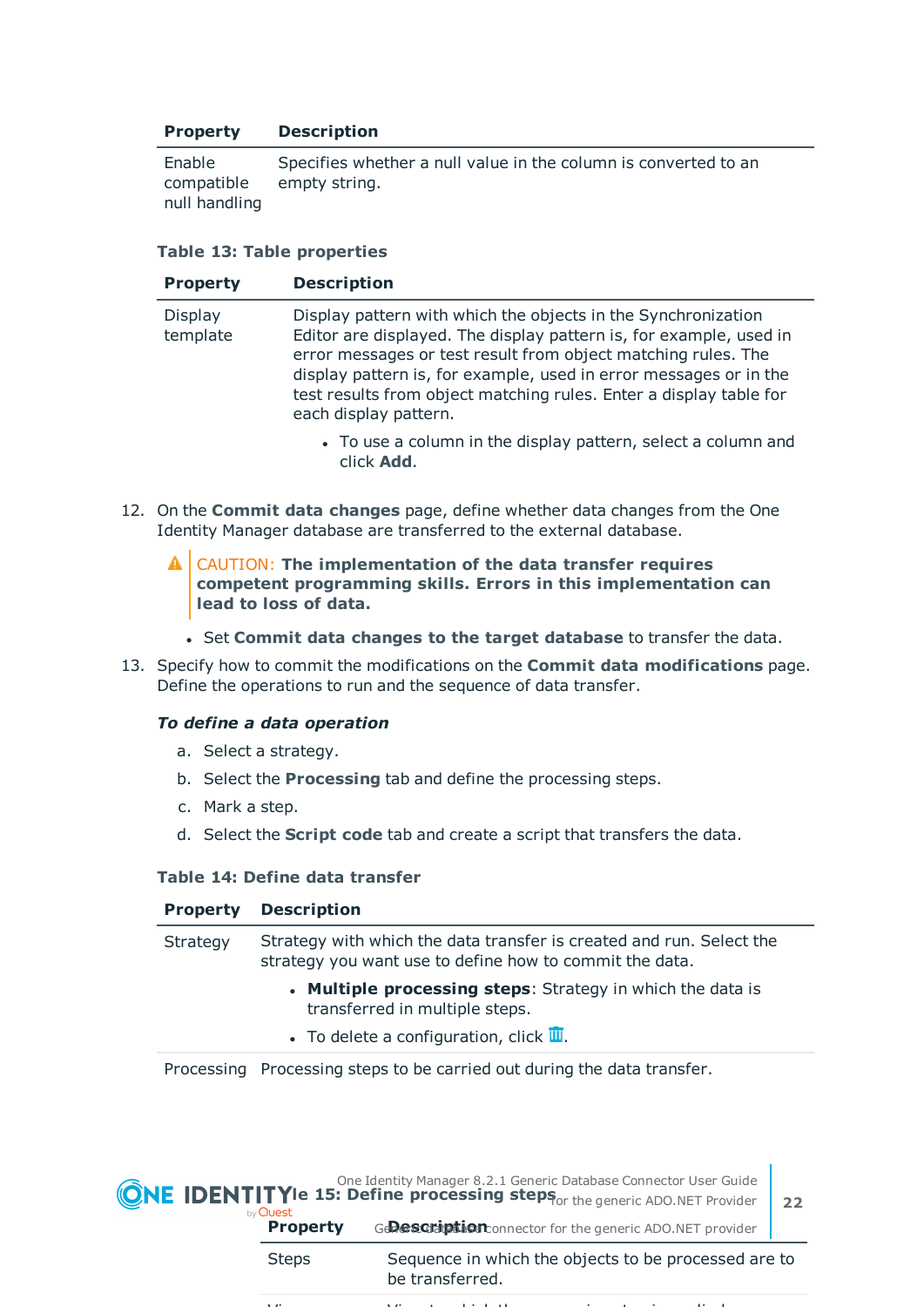| Property | Description |
| --- | --- |
| Enable compatible null handling | Specifies whether a null value in the column is converted to an empty string. |

**Table 13: Table properties**

| Property | Description |
| --- | --- |
| Display template | Display pattern with which the objects in the Synchronization Editor are displayed. The display pattern is, for example, used in error messages or test result from object matching rules. The display pattern is, for example, used in error messages or in the test results from object matching rules. Enter a display table for each display pattern.<br>• To use a column in the display pattern, select a column and click **Add**. |

12. On the **Commit data changes** page, define whether data changes from the One Identity Manager database are transferred to the external database.

    > CAUTION: **The implementation of the data transfer requires competent programming skills. Errors in this implementation can lead to loss of data.**

    - Set **Commit data changes to the target database** to transfer the data.

13. Specify how to commit the modifications on the **Commit data modifications** page. Define the operations to run and the sequence of data transfer.

    ***To define a data operation***

    a. Select a strategy.

    b. Select the **Processing** tab and define the processing steps.

    c. Mark a step.

    d. Select the **Script code** tab and create a script that transfers the data.

**Table 14: Define data transfer**

| Property | Description |
| --- | --- |
| Strategy | Strategy with which the data transfer is created and run. Select the strategy you want use to define how to commit the data.<br>• **Multiple processing steps**: Strategy in which the data is transferred in multiple steps.<br>• To delete a configuration, click 🗑. |
| Processing | Processing steps to be carried out during the data transfer. |

**Table 15: Define processing steps**

| Property | Description |
| --- | --- |
| Steps | Sequence in which the objects to be processed are to be transferred. |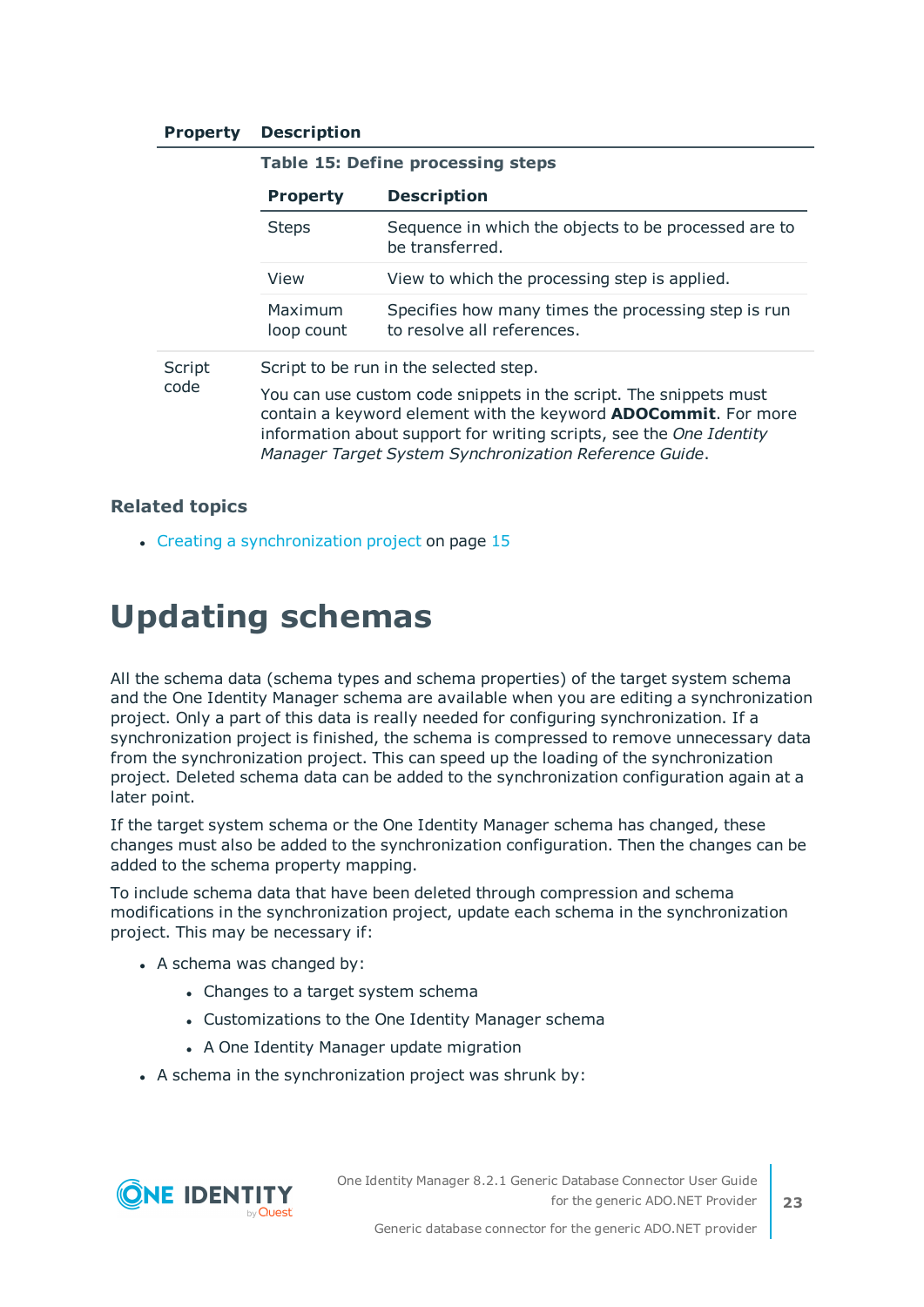| Property | Description |
|---|---|
| | **Table 15: Define processing steps**<br><br>**Property** / **Description**<br>Steps: Sequence in which the objects to be processed are to be transferred.<br>View: View to which the processing step is applied.<br>Maximum loop count: Specifies how many times the processing step is run to resolve all references. |
| Script code | Script to be run in the selected step.<br><br>You can use custom code snippets in the script. The snippets must contain a keyword element with the keyword **ADOCommit**. For more information about support for writing scripts, see the *One Identity Manager Target System Synchronization Reference Guide*. |

### Related topics

- Creating a synchronization project on page 15

# Updating schemas

All the schema data (schema types and schema properties) of the target system schema and the One Identity Manager schema are available when you are editing a synchronization project. Only a part of this data is really needed for configuring synchronization. If a synchronization project is finished, the schema is compressed to remove unnecessary data from the synchronization project. This can speed up the loading of the synchronization project. Deleted schema data can be added to the synchronization configuration again at a later point.

If the target system schema or the One Identity Manager schema has changed, these changes must also be added to the synchronization configuration. Then the changes can be added to the schema property mapping.

To include schema data that have been deleted through compression and schema modifications in the synchronization project, update each schema in the synchronization project. This may be necessary if:

- A schema was changed by:
  - Changes to a target system schema
  - Customizations to the One Identity Manager schema
  - A One Identity Manager update migration
- A schema in the synchronization project was shrunk by: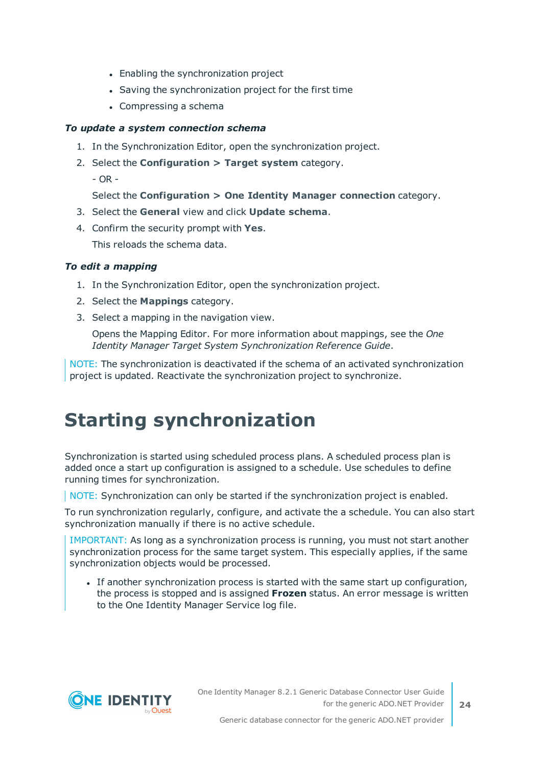- Enabling the synchronization project
- Saving the synchronization project for the first time
- Compressing a schema

***To update a system connection schema***

1. In the Synchronization Editor, open the synchronization project.
2. Select the **Configuration > Target system** category.

   - OR -

   Select the **Configuration > One Identity Manager connection** category.
3. Select the **General** view and click **Update schema**.
4. Confirm the security prompt with **Yes**.

   This reloads the schema data.

***To edit a mapping***

1. In the Synchronization Editor, open the synchronization project.
2. Select the **Mappings** category.
3. Select a mapping in the navigation view.

   Opens the Mapping Editor. For more information about mappings, see the *One Identity Manager Target System Synchronization Reference Guide*.

NOTE: The synchronization is deactivated if the schema of an activated synchronization project is updated. Reactivate the synchronization project to synchronize.

# Starting synchronization

Synchronization is started using scheduled process plans. A scheduled process plan is added once a start up configuration is assigned to a schedule. Use schedules to define running times for synchronization.

NOTE: Synchronization can only be started if the synchronization project is enabled.

To run synchronization regularly, configure, and activate the a schedule. You can also start synchronization manually if there is no active schedule.

IMPORTANT: As long as a synchronization process is running, you must not start another synchronization process for the same target system. This especially applies, if the same synchronization objects would be processed.

- If another synchronization process is started with the same start up configuration, the process is stopped and is assigned **Frozen** status. An error message is written to the One Identity Manager Service log file.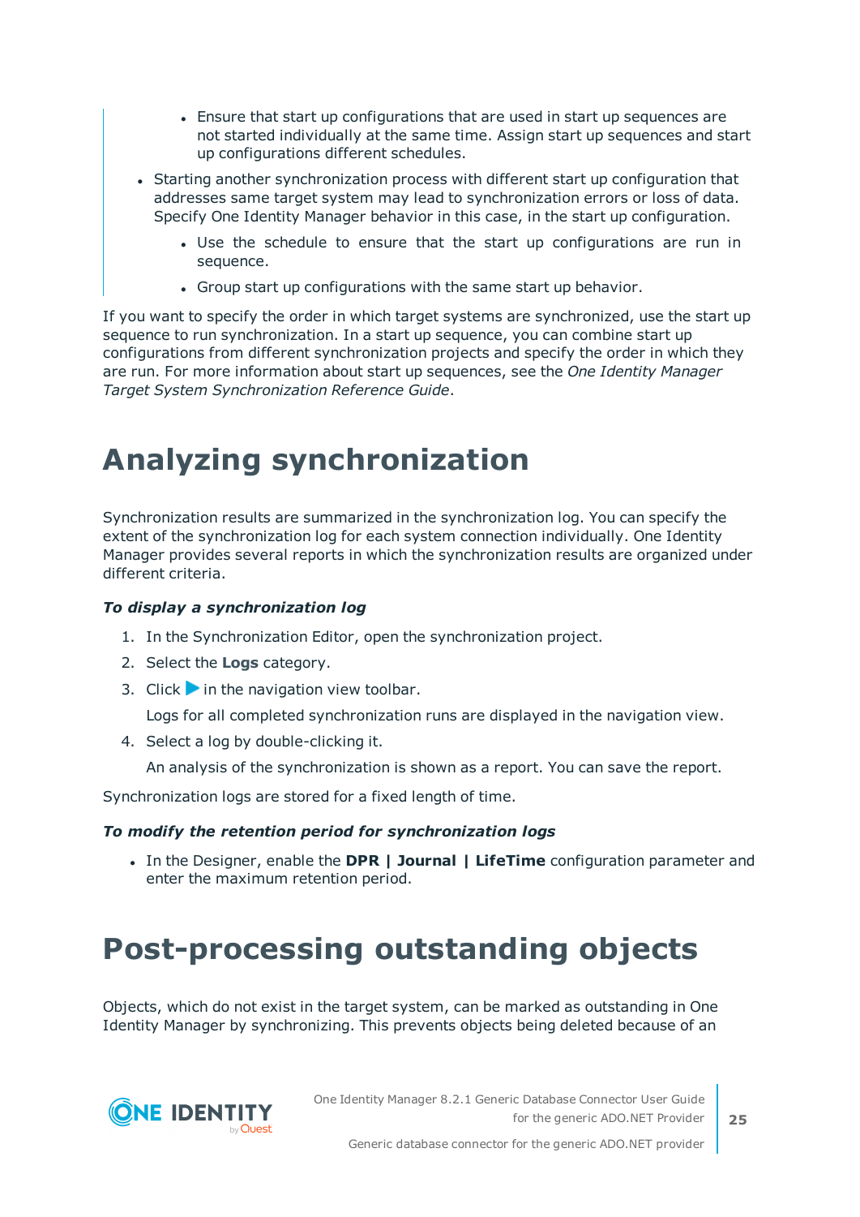- Ensure that start up configurations that are used in start up sequences are not started individually at the same time. Assign start up sequences and start up configurations different schedules.

- Starting another synchronization process with different start up configuration that addresses same target system may lead to synchronization errors or loss of data. Specify One Identity Manager behavior in this case, in the start up configuration.
  - Use the schedule to ensure that the start up configurations are run in sequence.
  - Group start up configurations with the same start up behavior.

If you want to specify the order in which target systems are synchronized, use the start up sequence to run synchronization. In a start up sequence, you can combine start up configurations from different synchronization projects and specify the order in which they are run. For more information about start up sequences, see the *One Identity Manager Target System Synchronization Reference Guide*.

# Analyzing synchronization

Synchronization results are summarized in the synchronization log. You can specify the extent of the synchronization log for each system connection individually. One Identity Manager provides several reports in which the synchronization results are organized under different criteria.

***To display a synchronization log***

1. In the Synchronization Editor, open the synchronization project.
2. Select the **Logs** category.
3. Click ▶ in the navigation view toolbar.

   Logs for all completed synchronization runs are displayed in the navigation view.
4. Select a log by double-clicking it.

   An analysis of the synchronization is shown as a report. You can save the report.

Synchronization logs are stored for a fixed length of time.

***To modify the retention period for synchronization logs***

- In the Designer, enable the **DPR | Journal | LifeTime** configuration parameter and enter the maximum retention period.

# Post-processing outstanding objects

Objects, which do not exist in the target system, can be marked as outstanding in One Identity Manager by synchronizing. This prevents objects being deleted because of an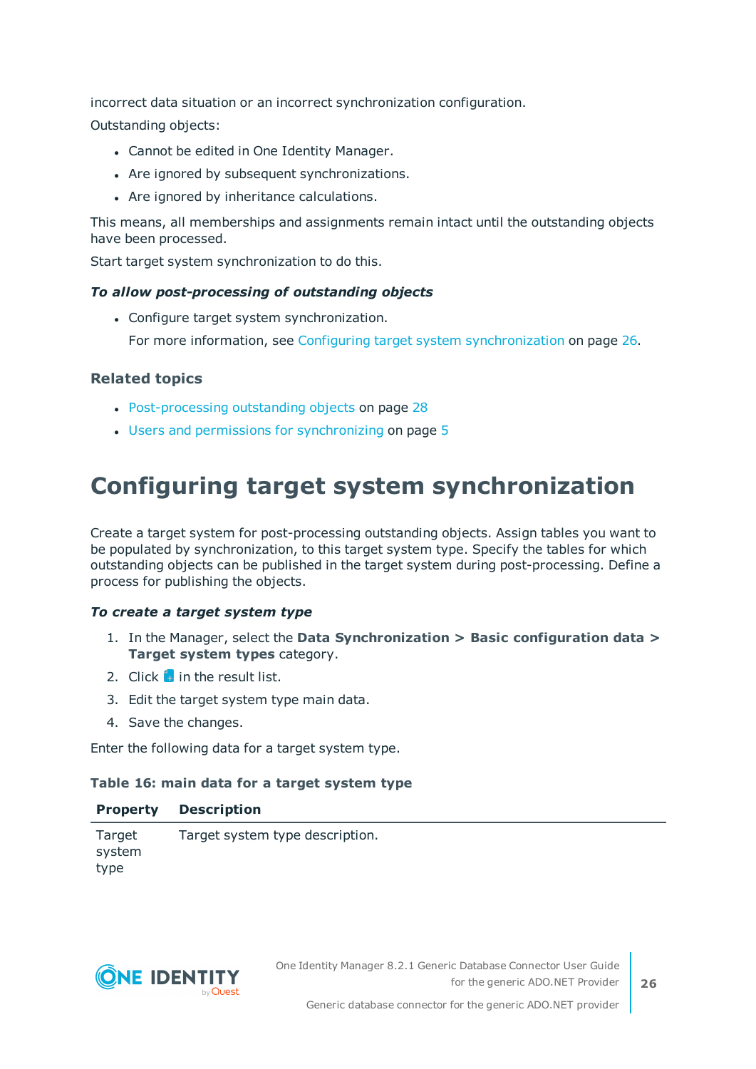incorrect data situation or an incorrect synchronization configuration.

Outstanding objects:

- Cannot be edited in One Identity Manager.
- Are ignored by subsequent synchronizations.
- Are ignored by inheritance calculations.

This means, all memberships and assignments remain intact until the outstanding objects have been processed.

Start target system synchronization to do this.

***To allow post-processing of outstanding objects***

- Configure target system synchronization.

  For more information, see Configuring target system synchronization on page 26.

### Related topics

- Post-processing outstanding objects on page 28
- Users and permissions for synchronizing on page 5

# Configuring target system synchronization

Create a target system for post-processing outstanding objects. Assign tables you want to be populated by synchronization, to this target system type. Specify the tables for which outstanding objects can be published in the target system during post-processing. Define a process for publishing the objects.

***To create a target system type***

1. In the Manager, select the **Data Synchronization > Basic configuration data > Target system types** category.
2. Click in the result list.
3. Edit the target system type main data.
4. Save the changes.

Enter the following data for a target system type.

**Table 16: main data for a target system type**

| Property | Description |
|---|---|
| Target system type | Target system type description. |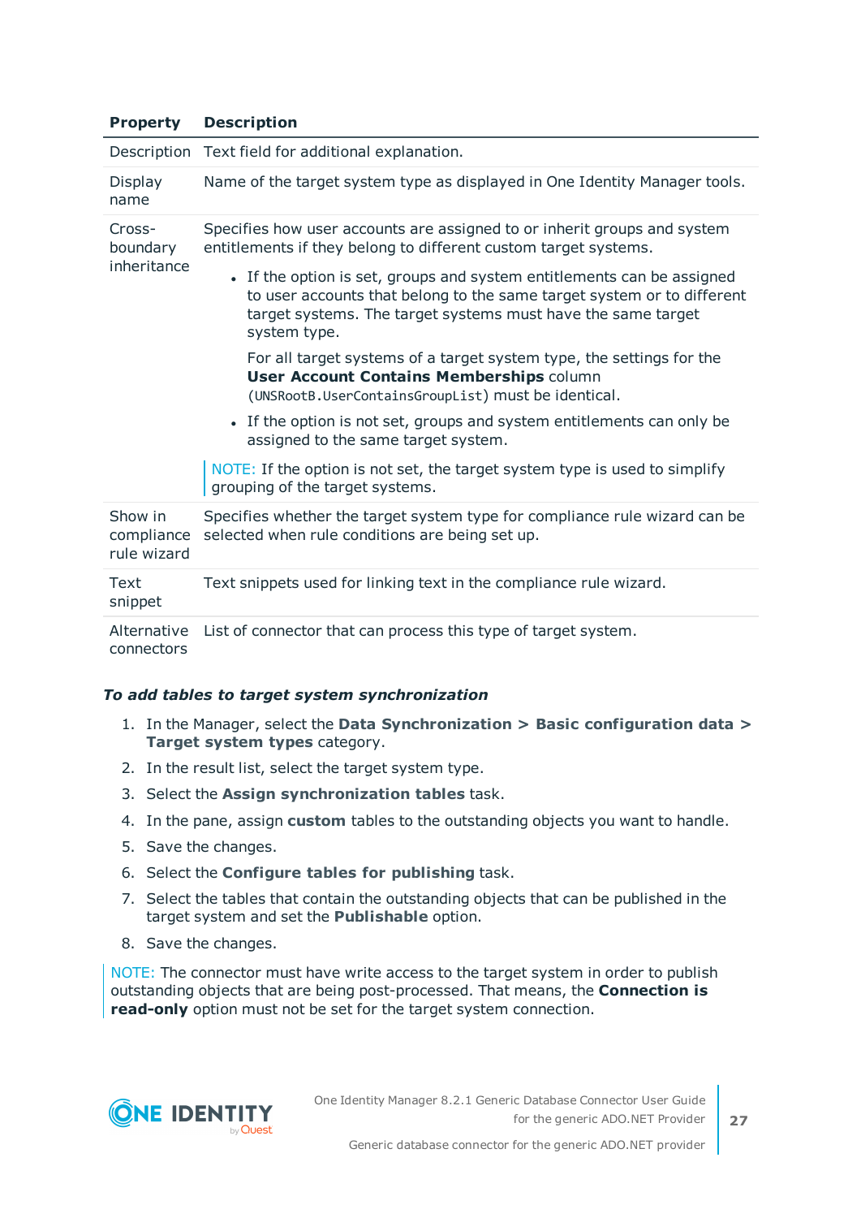| Property | Description |
|---|---|
| Description | Text field for additional explanation. |
| Display name | Name of the target system type as displayed in One Identity Manager tools. |
| Cross-boundary inheritance | Specifies how user accounts are assigned to or inherit groups and system entitlements if they belong to different custom target systems.<br><br>• If the option is set, groups and system entitlements can be assigned to user accounts that belong to the same target system or to different target systems. The target systems must have the same target system type.<br><br>For all target systems of a target system type, the settings for the **User Account Contains Memberships** column (UNSRootB.UserContainsGroupList) must be identical.<br><br>• If the option is not set, groups and system entitlements can only be assigned to the same target system.<br><br>NOTE: If the option is not set, the target system type is used to simplify grouping of the target systems. |
| Show in compliance rule wizard | Specifies whether the target system type for compliance rule wizard can be selected when rule conditions are being set up. |
| Text snippet | Text snippets used for linking text in the compliance rule wizard. |
| Alternative connectors | List of connector that can process this type of target system. |

***To add tables to target system synchronization***

1. In the Manager, select the **Data Synchronization > Basic configuration data > Target system types** category.
2. In the result list, select the target system type.
3. Select the **Assign synchronization tables** task.
4. In the pane, assign **custom** tables to the outstanding objects you want to handle.
5. Save the changes.
6. Select the **Configure tables for publishing** task.
7. Select the tables that contain the outstanding objects that can be published in the target system and set the **Publishable** option.
8. Save the changes.

NOTE: The connector must have write access to the target system in order to publish outstanding objects that are being post-processed. That means, the **Connection is read-only** option must not be set for the target system connection.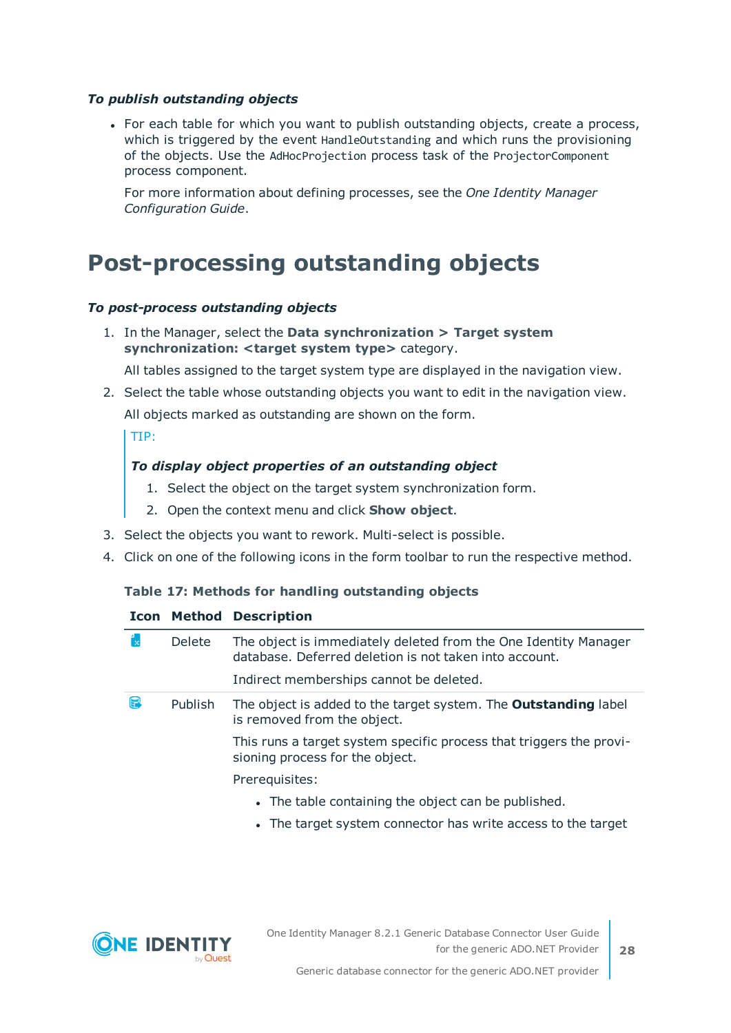***To publish outstanding objects***

- For each table for which you want to publish outstanding objects, create a process, which is triggered by the event `HandleOutstanding` and which runs the provisioning of the objects. Use the `AdHocProjection` process task of the `ProjectorComponent` process component.

  For more information about defining processes, see the *One Identity Manager Configuration Guide*.

# Post-processing outstanding objects

***To post-process outstanding objects***

1. In the Manager, select the **Data synchronization > Target system synchronization: <target system type>** category.

   All tables assigned to the target system type are displayed in the navigation view.

2. Select the table whose outstanding objects you want to edit in the navigation view.

   All objects marked as outstanding are shown on the form.

   > TIP:
   >
   > ***To display object properties of an outstanding object***
   >
   > 1. Select the object on the target system synchronization form.
   > 2. Open the context menu and click **Show object**.

3. Select the objects you want to rework. Multi-select is possible.
4. Click on one of the following icons in the form toolbar to run the respective method.

**Table 17: Methods for handling outstanding objects**

| Icon | Method | Description |
|---|---|---|
| | Delete | The object is immediately deleted from the One Identity Manager database. Deferred deletion is not taken into account.<br><br>Indirect memberships cannot be deleted. |
| | Publish | The object is added to the target system. The **Outstanding** label is removed from the object.<br><br>This runs a target system specific process that triggers the provisioning process for the object.<br><br>Prerequisites:<br>• The table containing the object can be published.<br>• The target system connector has write access to the target |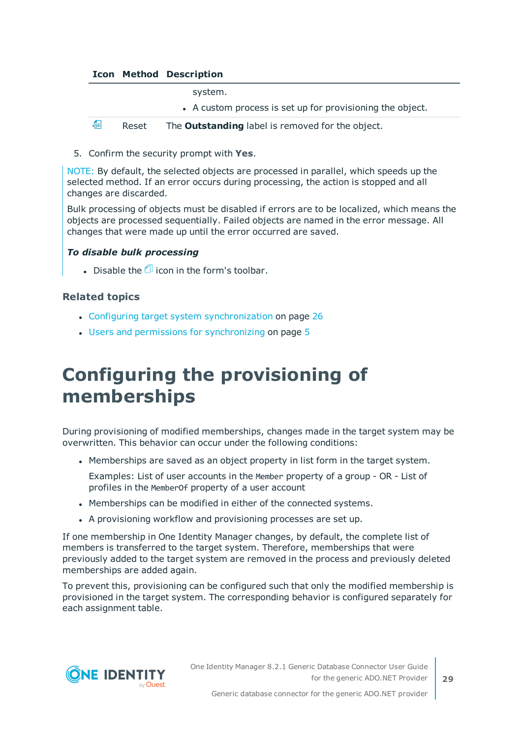| Icon | Method | Description |
|---|---|---|
| | | system.<br>• A custom process is set up for provisioning the object. |
| | Reset | The **Outstanding** label is removed for the object. |

5. Confirm the security prompt with **Yes**.

NOTE: By default, the selected objects are processed in parallel, which speeds up the selected method. If an error occurs during processing, the action is stopped and all changes are discarded.

Bulk processing of objects must be disabled if errors are to be localized, which means the objects are processed sequentially. Failed objects are named in the error message. All changes that were made up until the error occurred are saved.

***To disable bulk processing***

- Disable the icon in the form's toolbar.

### Related topics

- Configuring target system synchronization on page 26
- Users and permissions for synchronizing on page 5

# Configuring the provisioning of memberships

During provisioning of modified memberships, changes made in the target system may be overwritten. This behavior can occur under the following conditions:

- Memberships are saved as an object property in list form in the target system.

  Examples: List of user accounts in the `Member` property of a group - OR - List of profiles in the `MemberOf` property of a user account

- Memberships can be modified in either of the connected systems.
- A provisioning workflow and provisioning processes are set up.

If one membership in One Identity Manager changes, by default, the complete list of members is transferred to the target system. Therefore, memberships that were previously added to the target system are removed in the process and previously deleted memberships are added again.

To prevent this, provisioning can be configured such that only the modified membership is provisioned in the target system. The corresponding behavior is configured separately for each assignment table.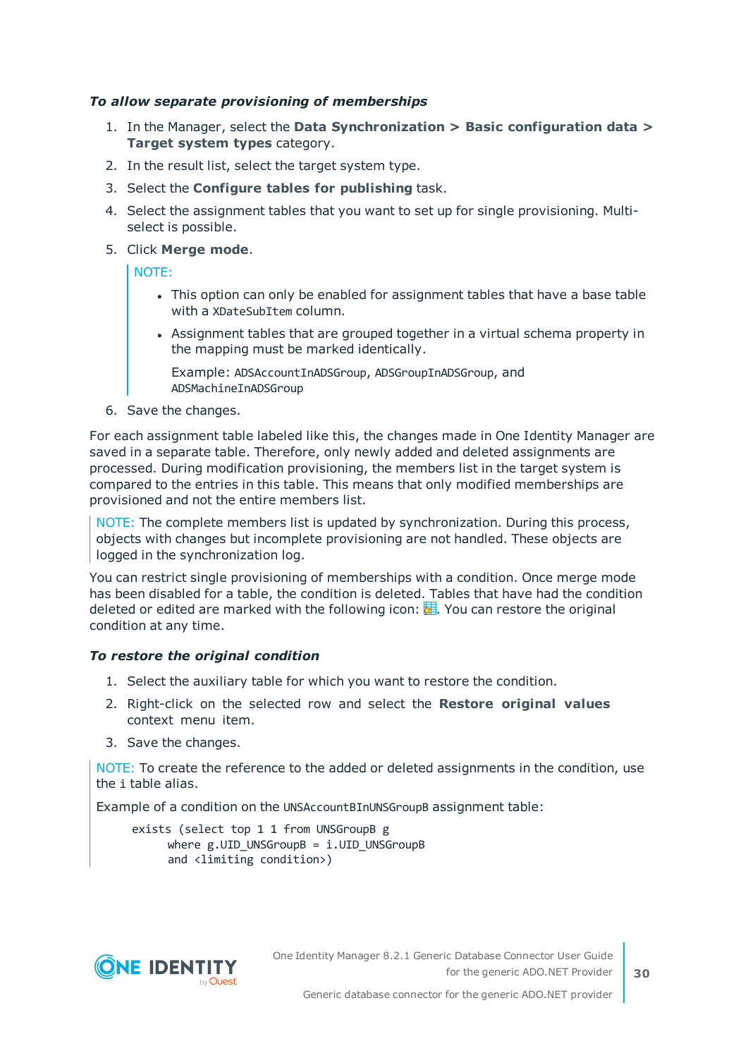*To allow separate provisioning of memberships*

1. In the Manager, select the **Data Synchronization > Basic configuration data > Target system types** category.
2. In the result list, select the target system type.
3. Select the **Configure tables for publishing** task.
4. Select the assignment tables that you want to set up for single provisioning. Multi-select is possible.
5. Click **Merge mode**.

   NOTE:

   - This option can only be enabled for assignment tables that have a base table with a `XDateSubItem` column.
   - Assignment tables that are grouped together in a virtual schema property in the mapping must be marked identically.

     Example: `ADSAccountInADSGroup`, `ADSGroupInADSGroup`, and `ADSMachineInADSGroup`

6. Save the changes.

For each assignment table labeled like this, the changes made in One Identity Manager are saved in a separate table. Therefore, only newly added and deleted assignments are processed. During modification provisioning, the members list in the target system is compared to the entries in this table. This means that only modified memberships are provisioned and not the entire members list.

NOTE: The complete members list is updated by synchronization. During this process, objects with changes but incomplete provisioning are not handled. These objects are logged in the synchronization log.

You can restrict single provisioning of memberships with a condition. Once merge mode has been disabled for a table, the condition is deleted. Tables that have had the condition deleted or edited are marked with the following icon: . You can restore the original condition at any time.

*To restore the original condition*

1. Select the auxiliary table for which you want to restore the condition.
2. Right-click on the selected row and select the **Restore original values** context menu item.
3. Save the changes.

NOTE: To create the reference to the added or deleted assignments in the condition, use the `i` table alias.

Example of a condition on the `UNSAccountBInUNSGroupB` assignment table:

```
exists (select top 1 1 from UNSGroupB g
     where g.UID_UNSGroupB = i.UID_UNSGroupB
     and <limiting condition>)
```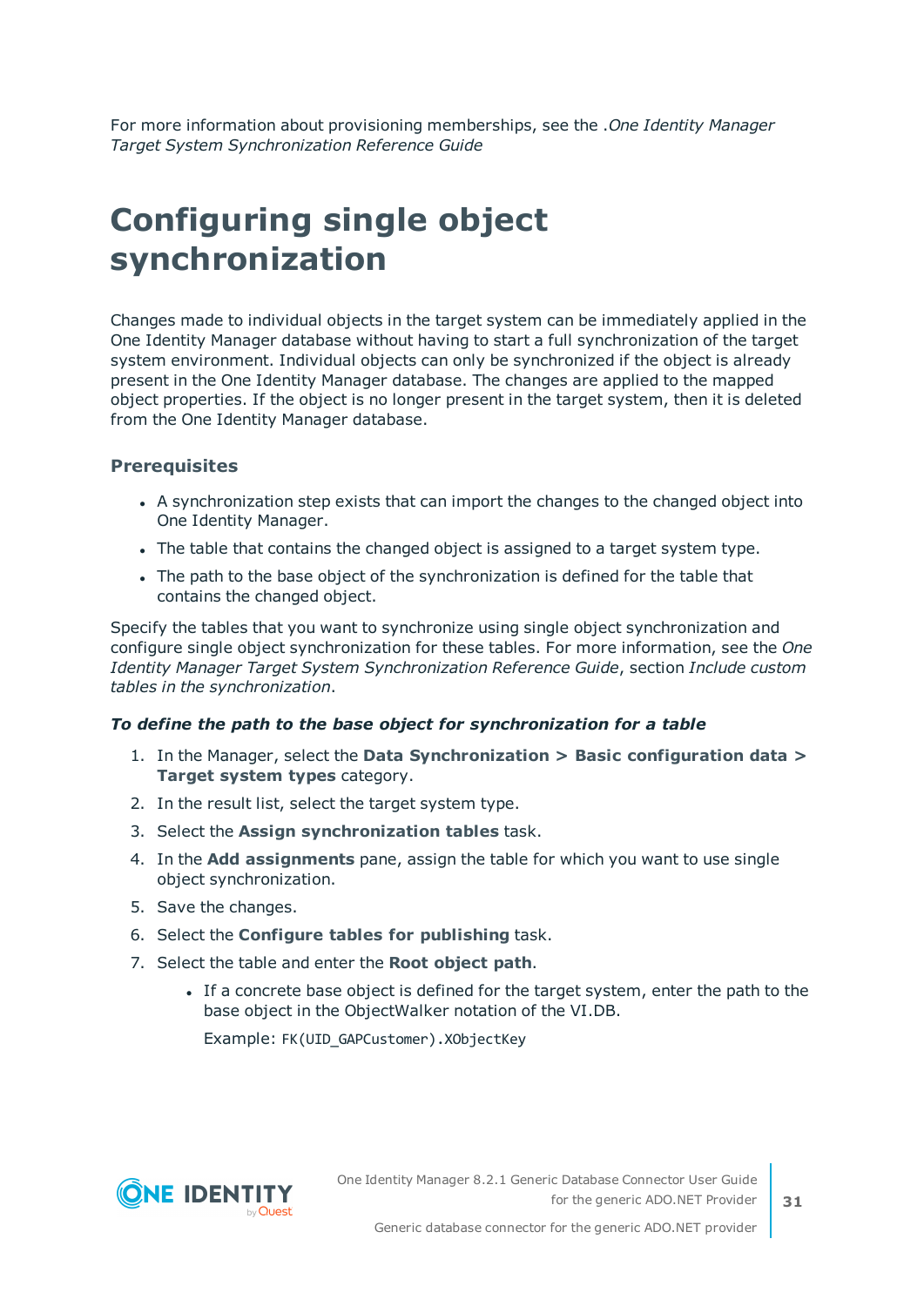For more information about provisioning memberships, see the .*One Identity Manager Target System Synchronization Reference Guide*

# Configuring single object synchronization

Changes made to individual objects in the target system can be immediately applied in the One Identity Manager database without having to start a full synchronization of the target system environment. Individual objects can only be synchronized if the object is already present in the One Identity Manager database. The changes are applied to the mapped object properties. If the object is no longer present in the target system, then it is deleted from the One Identity Manager database.

### Prerequisites

- A synchronization step exists that can import the changes to the changed object into One Identity Manager.
- The table that contains the changed object is assigned to a target system type.
- The path to the base object of the synchronization is defined for the table that contains the changed object.

Specify the tables that you want to synchronize using single object synchronization and configure single object synchronization for these tables. For more information, see the *One Identity Manager Target System Synchronization Reference Guide*, section *Include custom tables in the synchronization*.

***To define the path to the base object for synchronization for a table***

1. In the Manager, select the **Data Synchronization > Basic configuration data > Target system types** category.
2. In the result list, select the target system type.
3. Select the **Assign synchronization tables** task.
4. In the **Add assignments** pane, assign the table for which you want to use single object synchronization.
5. Save the changes.
6. Select the **Configure tables for publishing** task.
7. Select the table and enter the **Root object path**.
    - If a concrete base object is defined for the target system, enter the path to the base object in the ObjectWalker notation of the VI.DB.

      Example: `FK(UID_GAPCustomer).XObjectKey`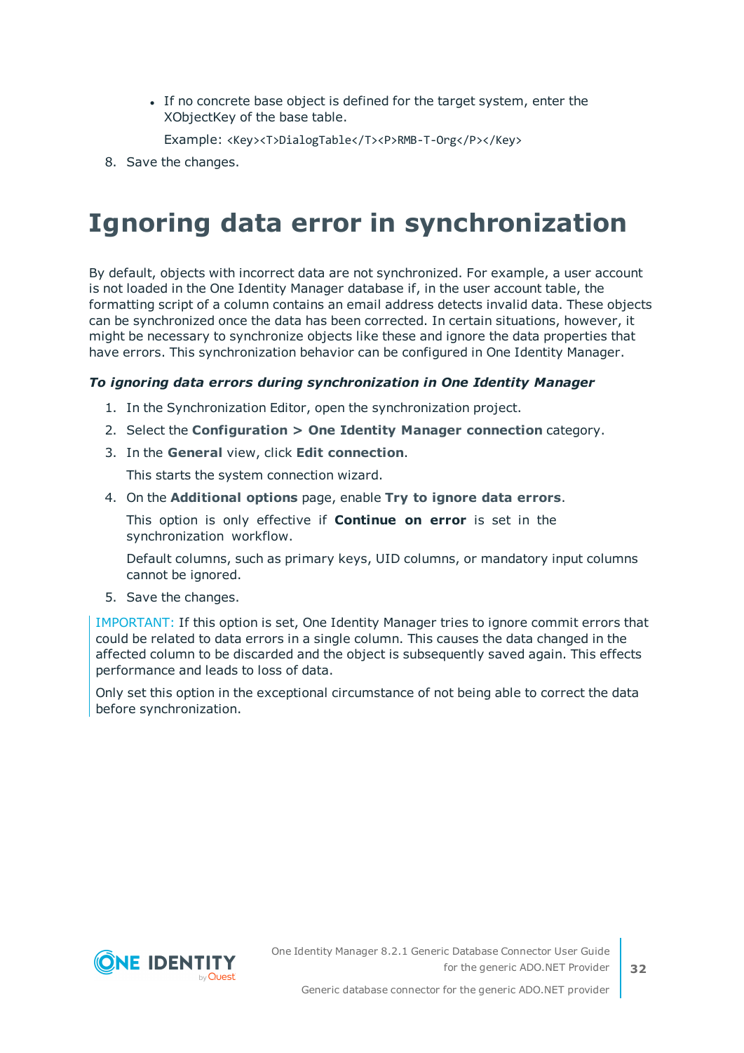- If no concrete base object is defined for the target system, enter the XObjectKey of the base table.

  Example: `<Key><T>DialogTable</T><P>RMB-T-Org</P></Key>`

8. Save the changes.

# Ignoring data error in synchronization

By default, objects with incorrect data are not synchronized. For example, a user account is not loaded in the One Identity Manager database if, in the user account table, the formatting script of a column contains an email address detects invalid data. These objects can be synchronized once the data has been corrected. In certain situations, however, it might be necessary to synchronize objects like these and ignore the data properties that have errors. This synchronization behavior can be configured in One Identity Manager.

***To ignoring data errors during synchronization in One Identity Manager***

1. In the Synchronization Editor, open the synchronization project.
2. Select the **Configuration > One Identity Manager connection** category.
3. In the **General** view, click **Edit connection**.

   This starts the system connection wizard.

4. On the **Additional options** page, enable **Try to ignore data errors**.

   This option is only effective if **Continue on error** is set in the synchronization workflow.

   Default columns, such as primary keys, UID columns, or mandatory input columns cannot be ignored.

5. Save the changes.

IMPORTANT: If this option is set, One Identity Manager tries to ignore commit errors that could be related to data errors in a single column. This causes the data changed in the affected column to be discarded and the object is subsequently saved again. This effects performance and leads to loss of data.

Only set this option in the exceptional circumstance of not being able to correct the data before synchronization.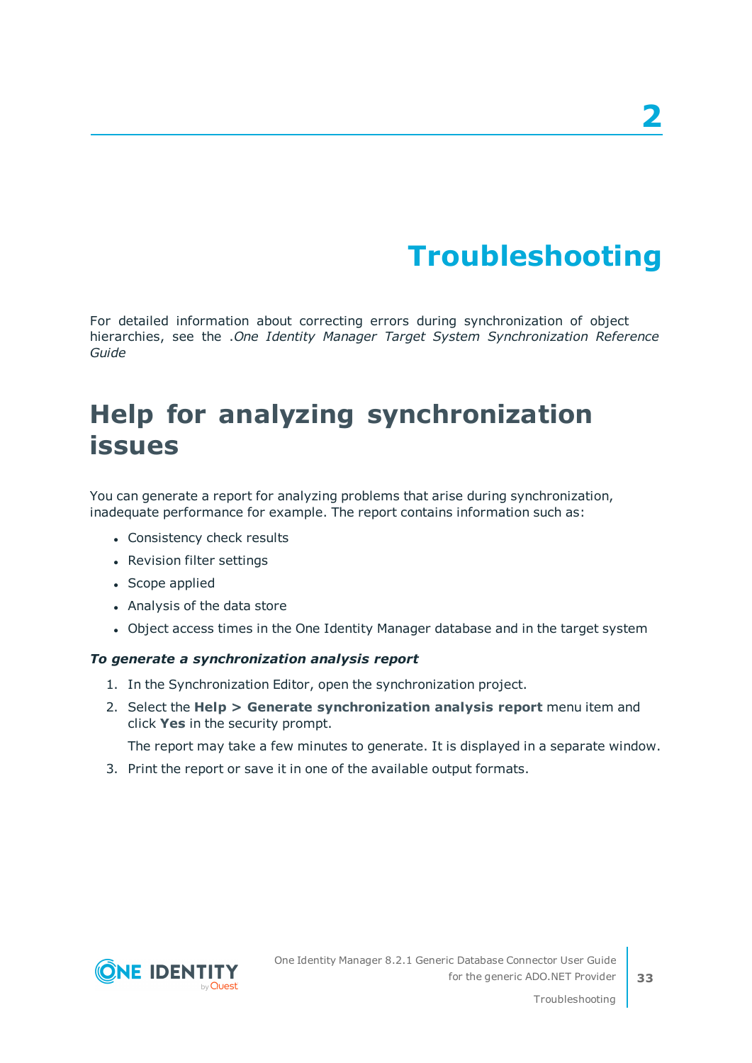# 2

# Troubleshooting

For detailed information about correcting errors during synchronization of object hierarchies, see the .*One Identity Manager Target System Synchronization Reference Guide*

## Help for analyzing synchronization issues

You can generate a report for analyzing problems that arise during synchronization, inadequate performance for example. The report contains information such as:

- Consistency check results
- Revision filter settings
- Scope applied
- Analysis of the data store
- Object access times in the One Identity Manager database and in the target system

***To generate a synchronization analysis report***

1. In the Synchronization Editor, open the synchronization project.
2. Select the **Help > Generate synchronization analysis report** menu item and click **Yes** in the security prompt.

   The report may take a few minutes to generate. It is displayed in a separate window.
3. Print the report or save it in one of the available output formats.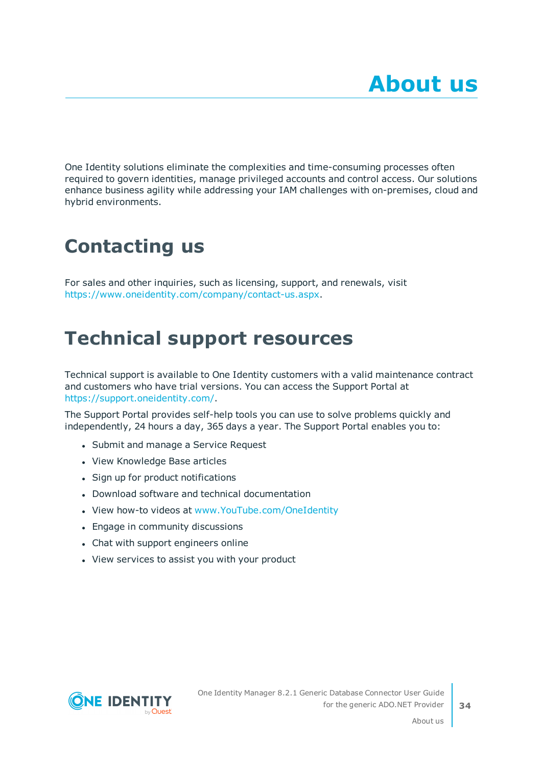# About us

One Identity solutions eliminate the complexities and time-consuming processes often required to govern identities, manage privileged accounts and control access. Our solutions enhance business agility while addressing your IAM challenges with on-premises, cloud and hybrid environments.

## Contacting us

For sales and other inquiries, such as licensing, support, and renewals, visit https://www.oneidentity.com/company/contact-us.aspx.

## Technical support resources

Technical support is available to One Identity customers with a valid maintenance contract and customers who have trial versions. You can access the Support Portal at https://support.oneidentity.com/.

The Support Portal provides self-help tools you can use to solve problems quickly and independently, 24 hours a day, 365 days a year. The Support Portal enables you to:

- Submit and manage a Service Request
- View Knowledge Base articles
- Sign up for product notifications
- Download software and technical documentation
- View how-to videos at www.YouTube.com/OneIdentity
- Engage in community discussions
- Chat with support engineers online
- View services to assist you with your product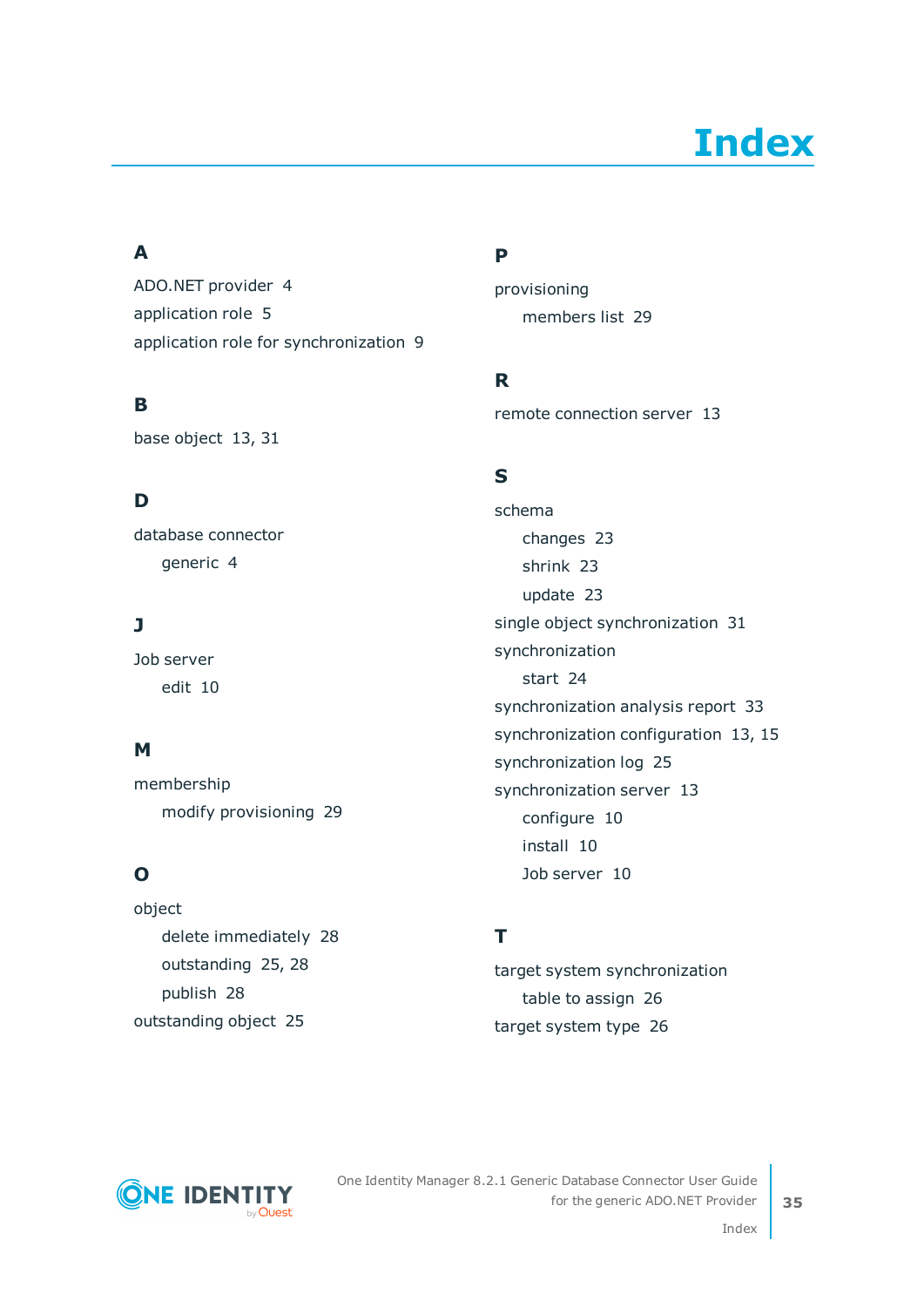# Index

## A

ADO.NET provider 4

application role 5

application role for synchronization 9

## B

base object 13, 31

## D

database connector

- generic 4

## J

Job server

- edit 10

## M

membership

- modify provisioning 29

## O

object

- delete immediately 28
- outstanding 25, 28
- publish 28

outstanding object 25

## P

provisioning

- members list 29

## R

remote connection server 13

## S

schema

- changes 23
- shrink 23
- update 23

single object synchronization 31

synchronization

- start 24

synchronization analysis report 33

synchronization configuration 13, 15

synchronization log 25

synchronization server 13

- configure 10
- install 10
- Job server 10

## T

target system synchronization

- table to assign 26

target system type 26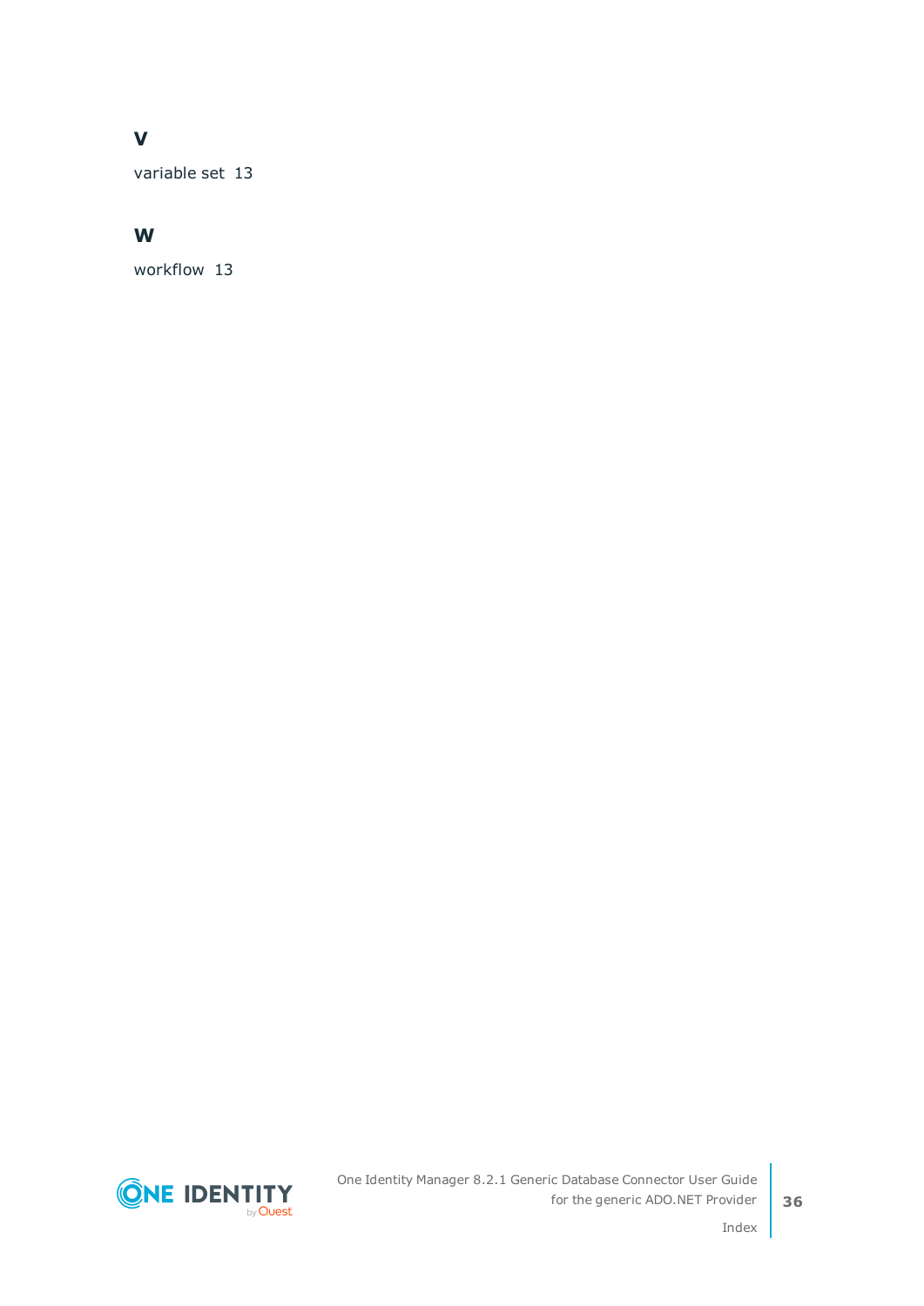## V

variable set 13

## W

workflow 13